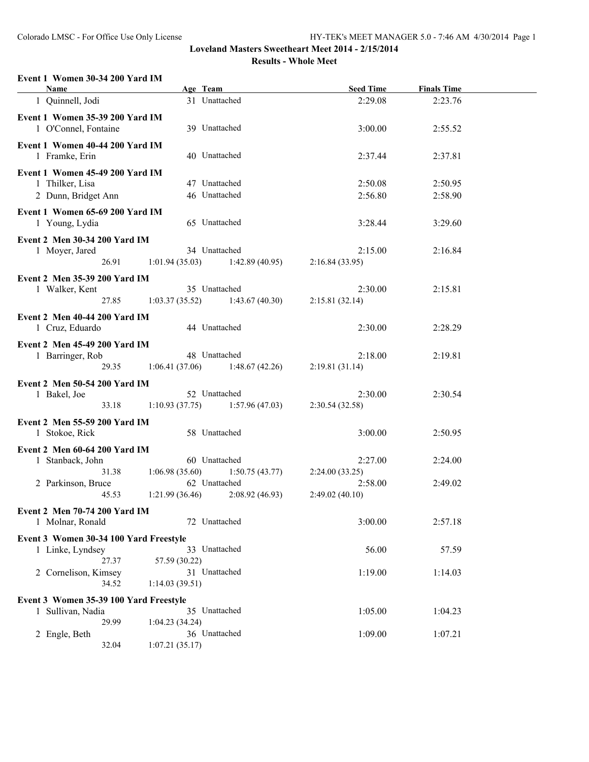**Loveland Masters Sweetheart Meet 2014 - 2/15/2014**

**Results - Whole Meet**

**Event 1 Women 30-34 200 Yard IM**

| Name | Age | Team | Seed Time | Finals Time |
|---|---|---|---|---|
| 1 Quinnell, Jodi | 31 | Unattached | 2:29.08 | 2:23.76 |

**Event 1 Women 35-39 200 Yard IM**

| Name | Age | Team | Seed Time | Finals Time |
|---|---|---|---|---|
| 1 O'Connel, Fontaine | 39 | Unattached | 3:00.00 | 2:55.52 |

**Event 1 Women 40-44 200 Yard IM**

| Name | Age | Team | Seed Time | Finals Time |
|---|---|---|---|---|
| 1 Framke, Erin | 40 | Unattached | 2:37.44 | 2:37.81 |

**Event 1 Women 45-49 200 Yard IM**

| Name | Age | Team | Seed Time | Finals Time |
|---|---|---|---|---|
| 1 Thilker, Lisa | 47 | Unattached | 2:50.08 | 2:50.95 |
| 2 Dunn, Bridget Ann | 46 | Unattached | 2:56.80 | 2:58.90 |

**Event 1 Women 65-69 200 Yard IM**

| Name | Age | Team | Seed Time | Finals Time |
|---|---|---|---|---|
| 1 Young, Lydia | 65 | Unattached | 3:28.44 | 3:29.60 |

**Event 2 Men 30-34 200 Yard IM**

| Name | Age | Team | Seed Time | Finals Time |
|---|---|---|---|---|
| 1 Moyer, Jared | 34 | Unattached | 2:15.00 | 2:16.84 |
| 26.91 | 1:01.94 (35.03) | 1:42.89 (40.95) | 2:16.84 (33.95) | |

**Event 2 Men 35-39 200 Yard IM**

| Name | Age | Team | Seed Time | Finals Time |
|---|---|---|---|---|
| 1 Walker, Kent | 35 | Unattached | 2:30.00 | 2:15.81 |
| 27.85 | 1:03.37 (35.52) | 1:43.67 (40.30) | 2:15.81 (32.14) | |

**Event 2 Men 40-44 200 Yard IM**

| Name | Age | Team | Seed Time | Finals Time |
|---|---|---|---|---|
| 1 Cruz, Eduardo | 44 | Unattached | 2:30.00 | 2:28.29 |

**Event 2 Men 45-49 200 Yard IM**

| Name | Age | Team | Seed Time | Finals Time |
|---|---|---|---|---|
| 1 Barringer, Rob | 48 | Unattached | 2:18.00 | 2:19.81 |
| 29.35 | 1:06.41 (37.06) | 1:48.67 (42.26) | 2:19.81 (31.14) | |

**Event 2 Men 50-54 200 Yard IM**

| Name | Age | Team | Seed Time | Finals Time |
|---|---|---|---|---|
| 1 Bakel, Joe | 52 | Unattached | 2:30.00 | 2:30.54 |
| 33.18 | 1:10.93 (37.75) | 1:57.96 (47.03) | 2:30.54 (32.58) | |

**Event 2 Men 55-59 200 Yard IM**

| Name | Age | Team | Seed Time | Finals Time |
|---|---|---|---|---|
| 1 Stokoe, Rick | 58 | Unattached | 3:00.00 | 2:50.95 |

**Event 2 Men 60-64 200 Yard IM**

| Name | Age | Team | Seed Time | Finals Time |
|---|---|---|---|---|
| 1 Stanback, John | 60 | Unattached | 2:27.00 | 2:24.00 |
| 31.38 | 1:06.98 (35.60) | 1:50.75 (43.77) | 2:24.00 (33.25) | |
| 2 Parkinson, Bruce | 62 | Unattached | 2:58.00 | 2:49.02 |
| 45.53 | 1:21.99 (36.46) | 2:08.92 (46.93) | 2:49.02 (40.10) | |

**Event 2 Men 70-74 200 Yard IM**

| Name | Age | Team | Seed Time | Finals Time |
|---|---|---|---|---|
| 1 Molnar, Ronald | 72 | Unattached | 3:00.00 | 2:57.18 |

**Event 3 Women 30-34 100 Yard Freestyle**

| Name | Age | Team | Seed Time | Finals Time |
|---|---|---|---|---|
| 1 Linke, Lyndsey | 33 | Unattached | 56.00 | 57.59 |
| 27.37 | 57.59 (30.22) | | | |
| 2 Cornelison, Kimsey | 31 | Unattached | 1:19.00 | 1:14.03 |
| 34.52 | 1:14.03 (39.51) | | | |

**Event 3 Women 35-39 100 Yard Freestyle**

| Name | Age | Team | Seed Time | Finals Time |
|---|---|---|---|---|
| 1 Sullivan, Nadia | 35 | Unattached | 1:05.00 | 1:04.23 |
| 29.99 | 1:04.23 (34.24) | | | |
| 2 Engle, Beth | 36 | Unattached | 1:09.00 | 1:07.21 |
| 32.04 | 1:07.21 (35.17) | | | |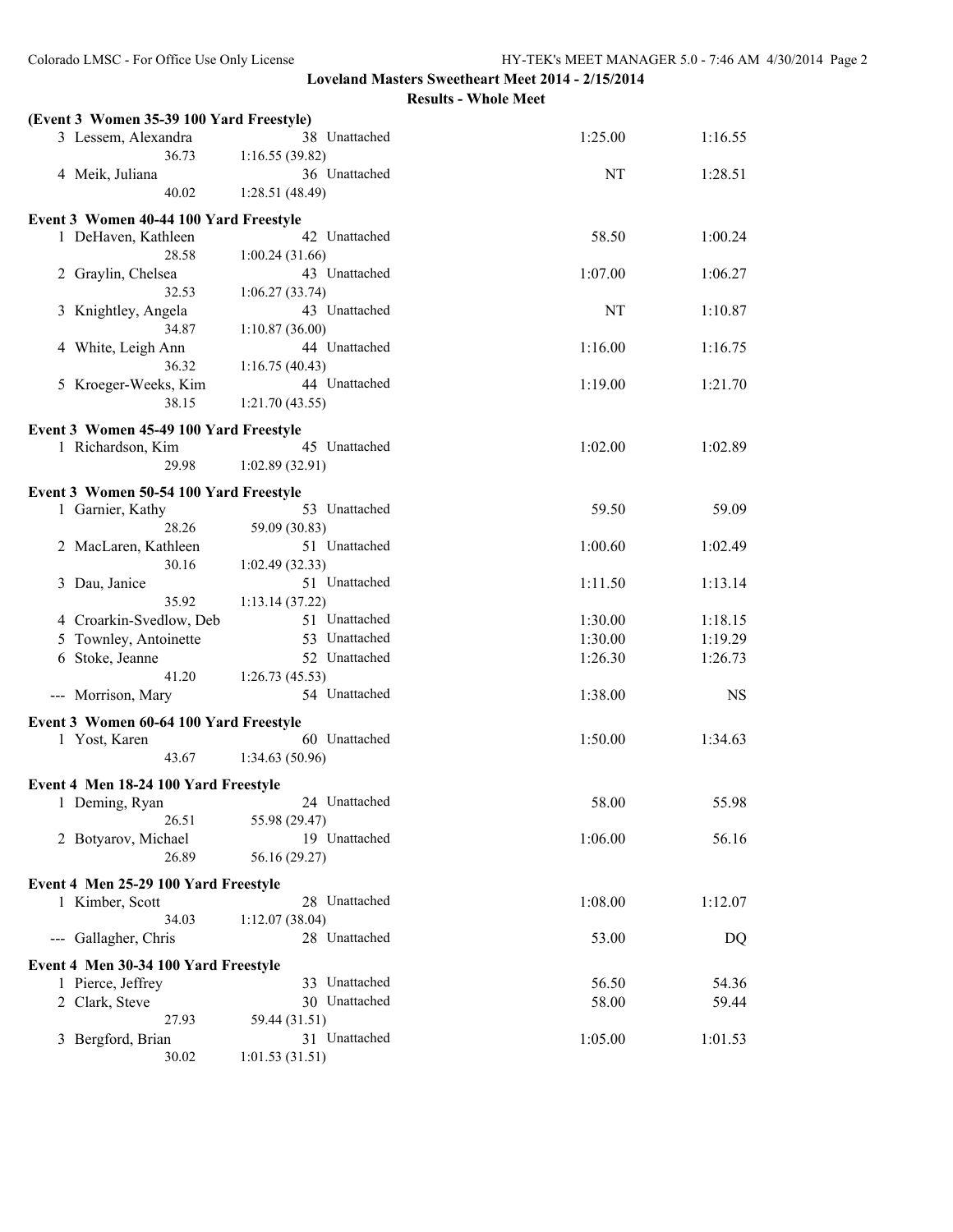**Loveland Masters Sweetheart Meet 2014 - 2/15/2014**

**Results - Whole Meet**

**(Event 3 Women 35-39 100 Yard Freestyle)**

| Place | Name | Age | Team | Seed Time | Finals Time |
|---|---|---|---|---|---|
| 3 | Lessem, Alexandra | 38 | Unattached | 1:25.00 | 1:16.55 |
| | 36.73 | 1:16.55 (39.82) | | | |
| 4 | Meik, Juliana | 36 | Unattached | NT | 1:28.51 |
| | 40.02 | 1:28.51 (48.49) | | | |

**Event 3 Women 40-44 100 Yard Freestyle**

| Place | Name | Age | Team | Seed Time | Finals Time |
|---|---|---|---|---|---|
| 1 | DeHaven, Kathleen | 42 | Unattached | 58.50 | 1:00.24 |
| | 28.58 | 1:00.24 (31.66) | | | |
| 2 | Graylin, Chelsea | 43 | Unattached | 1:07.00 | 1:06.27 |
| | 32.53 | 1:06.27 (33.74) | | | |
| 3 | Knightley, Angela | 43 | Unattached | NT | 1:10.87 |
| | 34.87 | 1:10.87 (36.00) | | | |
| 4 | White, Leigh Ann | 44 | Unattached | 1:16.00 | 1:16.75 |
| | 36.32 | 1:16.75 (40.43) | | | |
| 5 | Kroeger-Weeks, Kim | 44 | Unattached | 1:19.00 | 1:21.70 |
| | 38.15 | 1:21.70 (43.55) | | | |

**Event 3 Women 45-49 100 Yard Freestyle**

| Place | Name | Age | Team | Seed Time | Finals Time |
|---|---|---|---|---|---|
| 1 | Richardson, Kim | 45 | Unattached | 1:02.00 | 1:02.89 |
| | 29.98 | 1:02.89 (32.91) | | | |

**Event 3 Women 50-54 100 Yard Freestyle**

| Place | Name | Age | Team | Seed Time | Finals Time |
|---|---|---|---|---|---|
| 1 | Garnier, Kathy | 53 | Unattached | 59.50 | 59.09 |
| | 28.26 | 59.09 (30.83) | | | |
| 2 | MacLaren, Kathleen | 51 | Unattached | 1:00.60 | 1:02.49 |
| | 30.16 | 1:02.49 (32.33) | | | |
| 3 | Dau, Janice | 51 | Unattached | 1:11.50 | 1:13.14 |
| | 35.92 | 1:13.14 (37.22) | | | |
| 4 | Croarkin-Svedlow, Deb | 51 | Unattached | 1:30.00 | 1:18.15 |
| 5 | Townley, Antoinette | 53 | Unattached | 1:30.00 | 1:19.29 |
| 6 | Stoke, Jeanne | 52 | Unattached | 1:26.30 | 1:26.73 |
| | 41.20 | 1:26.73 (45.53) | | | |
| --- | Morrison, Mary | 54 | Unattached | 1:38.00 | NS |

**Event 3 Women 60-64 100 Yard Freestyle**

| Place | Name | Age | Team | Seed Time | Finals Time |
|---|---|---|---|---|---|
| 1 | Yost, Karen | 60 | Unattached | 1:50.00 | 1:34.63 |
| | 43.67 | 1:34.63 (50.96) | | | |

**Event 4 Men 18-24 100 Yard Freestyle**

| Place | Name | Age | Team | Seed Time | Finals Time |
|---|---|---|---|---|---|
| 1 | Deming, Ryan | 24 | Unattached | 58.00 | 55.98 |
| | 26.51 | 55.98 (29.47) | | | |
| 2 | Botyarov, Michael | 19 | Unattached | 1:06.00 | 56.16 |
| | 26.89 | 56.16 (29.27) | | | |

**Event 4 Men 25-29 100 Yard Freestyle**

| Place | Name | Age | Team | Seed Time | Finals Time |
|---|---|---|---|---|---|
| 1 | Kimber, Scott | 28 | Unattached | 1:08.00 | 1:12.07 |
| | 34.03 | 1:12.07 (38.04) | | | |
| --- | Gallagher, Chris | 28 | Unattached | 53.00 | DQ |

**Event 4 Men 30-34 100 Yard Freestyle**

| Place | Name | Age | Team | Seed Time | Finals Time |
|---|---|---|---|---|---|
| 1 | Pierce, Jeffrey | 33 | Unattached | 56.50 | 54.36 |
| 2 | Clark, Steve | 30 | Unattached | 58.00 | 59.44 |
| | 27.93 | 59.44 (31.51) | | | |
| 3 | Bergford, Brian | 31 | Unattached | 1:05.00 | 1:01.53 |
| | 30.02 | 1:01.53 (31.51) | | | |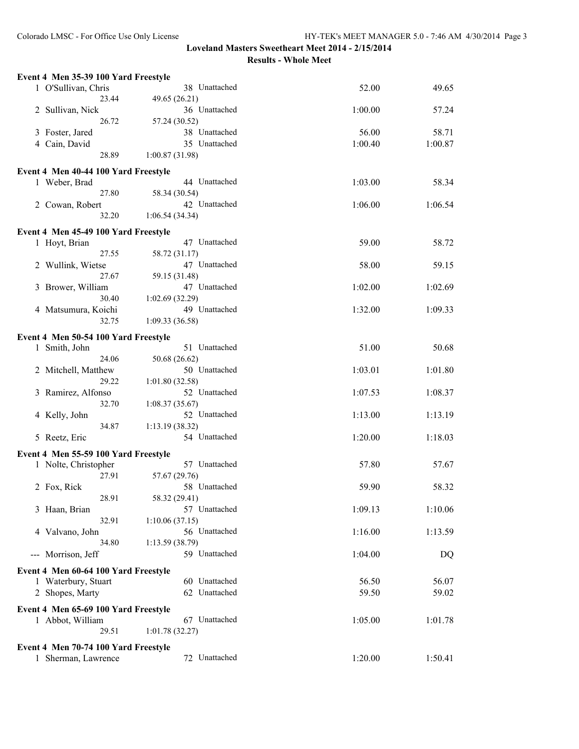Loveland Masters Sweetheart Meet 2014 - 2/15/2014

Results - Whole Meet

### Event 4 Men 35-39 100 Yard Freestyle

| Place | Name | Age | Team | Seed Time | Finals Time |
|---|---|---|---|---|---|
| 1 | O'Sullivan, Chris | 38 | Unattached | 52.00 | 49.65 |
| | 23.44 | 49.65 (26.21) | | | |
| 2 | Sullivan, Nick | 36 | Unattached | 1:00.00 | 57.24 |
| | 26.72 | 57.24 (30.52) | | | |
| 3 | Foster, Jared | 38 | Unattached | 56.00 | 58.71 |
| 4 | Cain, David | 35 | Unattached | 1:00.40 | 1:00.87 |
| | 28.89 | 1:00.87 (31.98) | | | |

### Event 4 Men 40-44 100 Yard Freestyle

| Place | Name | Age | Team | Seed Time | Finals Time |
|---|---|---|---|---|---|
| 1 | Weber, Brad | 44 | Unattached | 1:03.00 | 58.34 |
| | 27.80 | 58.34 (30.54) | | | |
| 2 | Cowan, Robert | 42 | Unattached | 1:06.00 | 1:06.54 |
| | 32.20 | 1:06.54 (34.34) | | | |

### Event 4 Men 45-49 100 Yard Freestyle

| Place | Name | Age | Team | Seed Time | Finals Time |
|---|---|---|---|---|---|
| 1 | Hoyt, Brian | 47 | Unattached | 59.00 | 58.72 |
| | 27.55 | 58.72 (31.17) | | | |
| 2 | Wullink, Wietse | 47 | Unattached | 58.00 | 59.15 |
| | 27.67 | 59.15 (31.48) | | | |
| 3 | Brower, William | 47 | Unattached | 1:02.00 | 1:02.69 |
| | 30.40 | 1:02.69 (32.29) | | | |
| 4 | Matsumura, Koichi | 49 | Unattached | 1:32.00 | 1:09.33 |
| | 32.75 | 1:09.33 (36.58) | | | |

### Event 4 Men 50-54 100 Yard Freestyle

| Place | Name | Age | Team | Seed Time | Finals Time |
|---|---|---|---|---|---|
| 1 | Smith, John | 51 | Unattached | 51.00 | 50.68 |
| | 24.06 | 50.68 (26.62) | | | |
| 2 | Mitchell, Matthew | 50 | Unattached | 1:03.01 | 1:01.80 |
| | 29.22 | 1:01.80 (32.58) | | | |
| 3 | Ramirez, Alfonso | 52 | Unattached | 1:07.53 | 1:08.37 |
| | 32.70 | 1:08.37 (35.67) | | | |
| 4 | Kelly, John | 52 | Unattached | 1:13.00 | 1:13.19 |
| | 34.87 | 1:13.19 (38.32) | | | |
| 5 | Reetz, Eric | 54 | Unattached | 1:20.00 | 1:18.03 |

### Event 4 Men 55-59 100 Yard Freestyle

| Place | Name | Age | Team | Seed Time | Finals Time |
|---|---|---|---|---|---|
| 1 | Nolte, Christopher | 57 | Unattached | 57.80 | 57.67 |
| | 27.91 | 57.67 (29.76) | | | |
| 2 | Fox, Rick | 58 | Unattached | 59.90 | 58.32 |
| | 28.91 | 58.32 (29.41) | | | |
| 3 | Haan, Brian | 57 | Unattached | 1:09.13 | 1:10.06 |
| | 32.91 | 1:10.06 (37.15) | | | |
| 4 | Valvano, John | 56 | Unattached | 1:16.00 | 1:13.59 |
| | 34.80 | 1:13.59 (38.79) | | | |
| --- | Morrison, Jeff | 59 | Unattached | 1:04.00 | DQ |

### Event 4 Men 60-64 100 Yard Freestyle

| Place | Name | Age | Team | Seed Time | Finals Time |
|---|---|---|---|---|---|
| 1 | Waterbury, Stuart | 60 | Unattached | 56.50 | 56.07 |
| 2 | Shopes, Marty | 62 | Unattached | 59.50 | 59.02 |

### Event 4 Men 65-69 100 Yard Freestyle

| Place | Name | Age | Team | Seed Time | Finals Time |
|---|---|---|---|---|---|
| 1 | Abbot, William | 67 | Unattached | 1:05.00 | 1:01.78 |
| | 29.51 | 1:01.78 (32.27) | | | |

### Event 4 Men 70-74 100 Yard Freestyle

| Place | Name | Age | Team | Seed Time | Finals Time |
|---|---|---|---|---|---|
| 1 | Sherman, Lawrence | 72 | Unattached | 1:20.00 | 1:50.41 |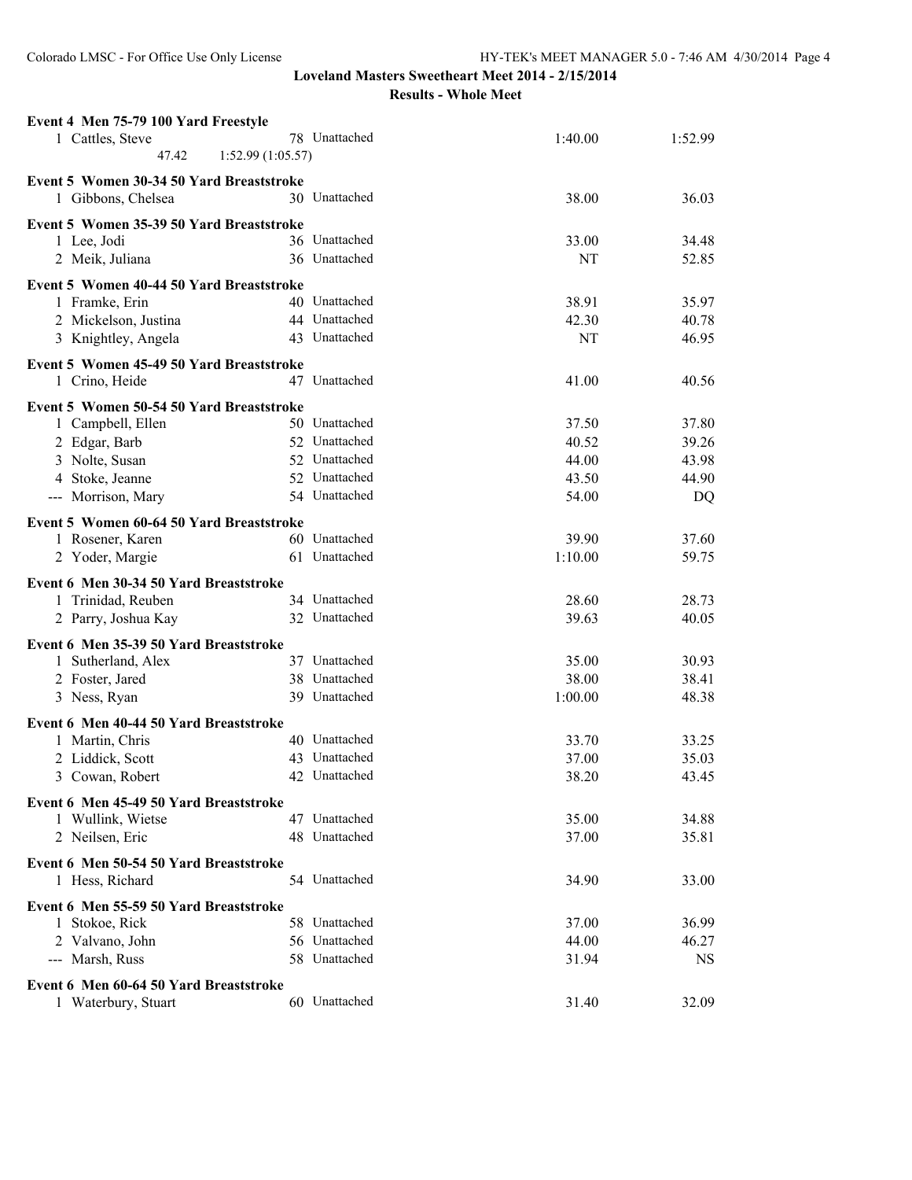**Loveland Masters Sweetheart Meet 2014 - 2/15/2014**

**Results - Whole Meet**

**Event 4 Men 75-79 100 Yard Freestyle**

| Place | Name | Age | Team | Seed Time | Finals Time |
|---|---|---|---|---|---|
| 1 | Cattles, Steve | 78 | Unattached | 1:40.00 | 1:52.99 |
| | 47.42 1:52.99 (1:05.57) | | | | |

**Event 5 Women 30-34 50 Yard Breaststroke**

| Place | Name | Age | Team | Seed Time | Finals Time |
|---|---|---|---|---|---|
| 1 | Gibbons, Chelsea | 30 | Unattached | 38.00 | 36.03 |

**Event 5 Women 35-39 50 Yard Breaststroke**

| Place | Name | Age | Team | Seed Time | Finals Time |
|---|---|---|---|---|---|
| 1 | Lee, Jodi | 36 | Unattached | 33.00 | 34.48 |
| 2 | Meik, Juliana | 36 | Unattached | NT | 52.85 |

**Event 5 Women 40-44 50 Yard Breaststroke**

| Place | Name | Age | Team | Seed Time | Finals Time |
|---|---|---|---|---|---|
| 1 | Framke, Erin | 40 | Unattached | 38.91 | 35.97 |
| 2 | Mickelson, Justina | 44 | Unattached | 42.30 | 40.78 |
| 3 | Knightley, Angela | 43 | Unattached | NT | 46.95 |

**Event 5 Women 45-49 50 Yard Breaststroke**

| Place | Name | Age | Team | Seed Time | Finals Time |
|---|---|---|---|---|---|
| 1 | Crino, Heide | 47 | Unattached | 41.00 | 40.56 |

**Event 5 Women 50-54 50 Yard Breaststroke**

| Place | Name | Age | Team | Seed Time | Finals Time |
|---|---|---|---|---|---|
| 1 | Campbell, Ellen | 50 | Unattached | 37.50 | 37.80 |
| 2 | Edgar, Barb | 52 | Unattached | 40.52 | 39.26 |
| 3 | Nolte, Susan | 52 | Unattached | 44.00 | 43.98 |
| 4 | Stoke, Jeanne | 52 | Unattached | 43.50 | 44.90 |
| --- | Morrison, Mary | 54 | Unattached | 54.00 | DQ |

**Event 5 Women 60-64 50 Yard Breaststroke**

| Place | Name | Age | Team | Seed Time | Finals Time |
|---|---|---|---|---|---|
| 1 | Rosener, Karen | 60 | Unattached | 39.90 | 37.60 |
| 2 | Yoder, Margie | 61 | Unattached | 1:10.00 | 59.75 |

**Event 6 Men 30-34 50 Yard Breaststroke**

| Place | Name | Age | Team | Seed Time | Finals Time |
|---|---|---|---|---|---|
| 1 | Trinidad, Reuben | 34 | Unattached | 28.60 | 28.73 |
| 2 | Parry, Joshua Kay | 32 | Unattached | 39.63 | 40.05 |

**Event 6 Men 35-39 50 Yard Breaststroke**

| Place | Name | Age | Team | Seed Time | Finals Time |
|---|---|---|---|---|---|
| 1 | Sutherland, Alex | 37 | Unattached | 35.00 | 30.93 |
| 2 | Foster, Jared | 38 | Unattached | 38.00 | 38.41 |
| 3 | Ness, Ryan | 39 | Unattached | 1:00.00 | 48.38 |

**Event 6 Men 40-44 50 Yard Breaststroke**

| Place | Name | Age | Team | Seed Time | Finals Time |
|---|---|---|---|---|---|
| 1 | Martin, Chris | 40 | Unattached | 33.70 | 33.25 |
| 2 | Liddick, Scott | 43 | Unattached | 37.00 | 35.03 |
| 3 | Cowan, Robert | 42 | Unattached | 38.20 | 43.45 |

**Event 6 Men 45-49 50 Yard Breaststroke**

| Place | Name | Age | Team | Seed Time | Finals Time |
|---|---|---|---|---|---|
| 1 | Wullink, Wietse | 47 | Unattached | 35.00 | 34.88 |
| 2 | Neilsen, Eric | 48 | Unattached | 37.00 | 35.81 |

**Event 6 Men 50-54 50 Yard Breaststroke**

| Place | Name | Age | Team | Seed Time | Finals Time |
|---|---|---|---|---|---|
| 1 | Hess, Richard | 54 | Unattached | 34.90 | 33.00 |

**Event 6 Men 55-59 50 Yard Breaststroke**

| Place | Name | Age | Team | Seed Time | Finals Time |
|---|---|---|---|---|---|
| 1 | Stokoe, Rick | 58 | Unattached | 37.00 | 36.99 |
| 2 | Valvano, John | 56 | Unattached | 44.00 | 46.27 |
| --- | Marsh, Russ | 58 | Unattached | 31.94 | NS |

**Event 6 Men 60-64 50 Yard Breaststroke**

| Place | Name | Age | Team | Seed Time | Finals Time |
|---|---|---|---|---|---|
| 1 | Waterbury, Stuart | 60 | Unattached | 31.40 | 32.09 |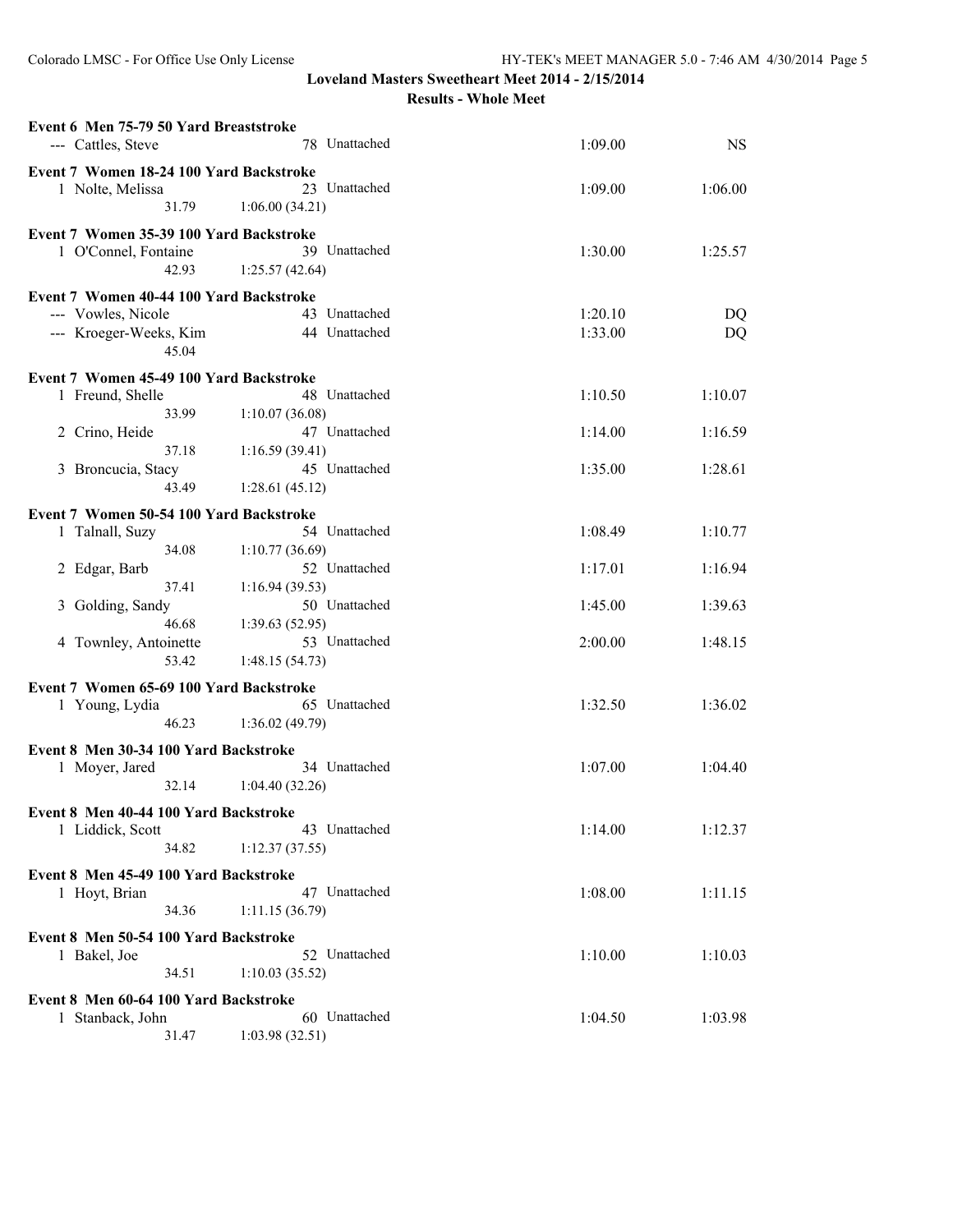**Loveland Masters Sweetheart Meet 2014 - 2/15/2014**

**Results - Whole Meet**

### Event 6 Men 75-79 50 Yard Breaststroke

| Place | Name | Age | Team | Seed Time | Finals Time |
|---|---|---|---|---|---|
| --- | Cattles, Steve | 78 | Unattached | 1:09.00 | NS |

### Event 7 Women 18-24 100 Yard Backstroke

| Place | Name | Age | Team | Seed Time | Finals Time |
|---|---|---|---|---|---|
| 1 | Nolte, Melissa | 23 | Unattached | 1:09.00 | 1:06.00 |
| | 31.79 | 1:06.00 (34.21) | | | |

### Event 7 Women 35-39 100 Yard Backstroke

| Place | Name | Age | Team | Seed Time | Finals Time |
|---|---|---|---|---|---|
| 1 | O'Connel, Fontaine | 39 | Unattached | 1:30.00 | 1:25.57 |
| | 42.93 | 1:25.57 (42.64) | | | |

### Event 7 Women 40-44 100 Yard Backstroke

| Place | Name | Age | Team | Seed Time | Finals Time |
|---|---|---|---|---|---|
| --- | Vowles, Nicole | 43 | Unattached | 1:20.10 | DQ |
| --- | Kroeger-Weeks, Kim | 44 | Unattached | 1:33.00 | DQ |
| | 45.04 | | | | |

### Event 7 Women 45-49 100 Yard Backstroke

| Place | Name | Age | Team | Seed Time | Finals Time |
|---|---|---|---|---|---|
| 1 | Freund, Shelle | 48 | Unattached | 1:10.50 | 1:10.07 |
| | 33.99 | 1:10.07 (36.08) | | | |
| 2 | Crino, Heide | 47 | Unattached | 1:14.00 | 1:16.59 |
| | 37.18 | 1:16.59 (39.41) | | | |
| 3 | Broncucia, Stacy | 45 | Unattached | 1:35.00 | 1:28.61 |
| | 43.49 | 1:28.61 (45.12) | | | |

### Event 7 Women 50-54 100 Yard Backstroke

| Place | Name | Age | Team | Seed Time | Finals Time |
|---|---|---|---|---|---|
| 1 | Talnall, Suzy | 54 | Unattached | 1:08.49 | 1:10.77 |
| | 34.08 | 1:10.77 (36.69) | | | |
| 2 | Edgar, Barb | 52 | Unattached | 1:17.01 | 1:16.94 |
| | 37.41 | 1:16.94 (39.53) | | | |
| 3 | Golding, Sandy | 50 | Unattached | 1:45.00 | 1:39.63 |
| | 46.68 | 1:39.63 (52.95) | | | |
| 4 | Townley, Antoinette | 53 | Unattached | 2:00.00 | 1:48.15 |
| | 53.42 | 1:48.15 (54.73) | | | |

### Event 7 Women 65-69 100 Yard Backstroke

| Place | Name | Age | Team | Seed Time | Finals Time |
|---|---|---|---|---|---|
| 1 | Young, Lydia | 65 | Unattached | 1:32.50 | 1:36.02 |
| | 46.23 | 1:36.02 (49.79) | | | |

### Event 8 Men 30-34 100 Yard Backstroke

| Place | Name | Age | Team | Seed Time | Finals Time |
|---|---|---|---|---|---|
| 1 | Moyer, Jared | 34 | Unattached | 1:07.00 | 1:04.40 |
| | 32.14 | 1:04.40 (32.26) | | | |

### Event 8 Men 40-44 100 Yard Backstroke

| Place | Name | Age | Team | Seed Time | Finals Time |
|---|---|---|---|---|---|
| 1 | Liddick, Scott | 43 | Unattached | 1:14.00 | 1:12.37 |
| | 34.82 | 1:12.37 (37.55) | | | |

### Event 8 Men 45-49 100 Yard Backstroke

| Place | Name | Age | Team | Seed Time | Finals Time |
|---|---|---|---|---|---|
| 1 | Hoyt, Brian | 47 | Unattached | 1:08.00 | 1:11.15 |
| | 34.36 | 1:11.15 (36.79) | | | |

### Event 8 Men 50-54 100 Yard Backstroke

| Place | Name | Age | Team | Seed Time | Finals Time |
|---|---|---|---|---|---|
| 1 | Bakel, Joe | 52 | Unattached | 1:10.00 | 1:10.03 |
| | 34.51 | 1:10.03 (35.52) | | | |

### Event 8 Men 60-64 100 Yard Backstroke

| Place | Name | Age | Team | Seed Time | Finals Time |
|---|---|---|---|---|---|
| 1 | Stanback, John | 60 | Unattached | 1:04.50 | 1:03.98 |
| | 31.47 | 1:03.98 (32.51) | | | |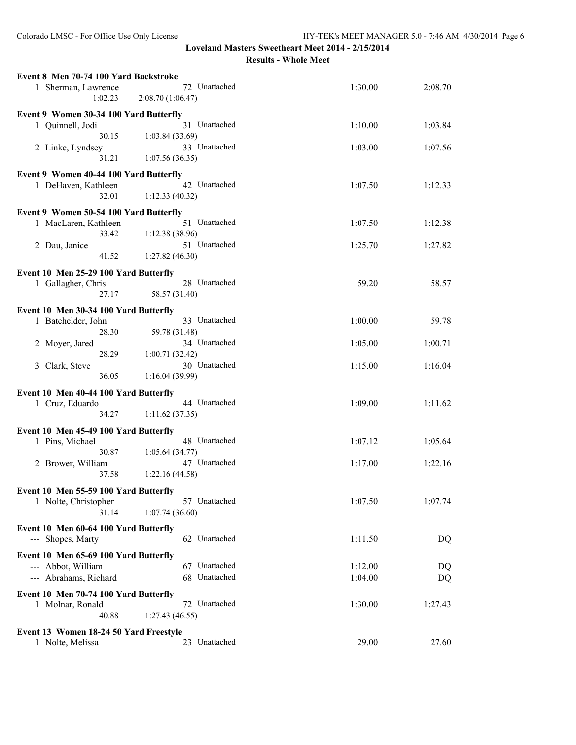**Loveland Masters Sweetheart Meet 2014 - 2/15/2014**

**Results - Whole Meet**

**Event 8 Men 70-74 100 Yard Backstroke**

| | Name | Age | Team | Seed Time | Finals Time |
|---|---|---|---|---|---|
| 1 | Sherman, Lawrence | 72 | Unattached | 1:30.00 | 2:08.70 |
| | 1:02.23 | 2:08.70 (1:06.47) | | | |

**Event 9 Women 30-34 100 Yard Butterfly**

| | Name | Age | Team | Seed Time | Finals Time |
|---|---|---|---|---|---|
| 1 | Quinnell, Jodi | 31 | Unattached | 1:10.00 | 1:03.84 |
| | 30.15 | 1:03.84 (33.69) | | | |
| 2 | Linke, Lyndsey | 33 | Unattached | 1:03.00 | 1:07.56 |
| | 31.21 | 1:07.56 (36.35) | | | |

**Event 9 Women 40-44 100 Yard Butterfly**

| | Name | Age | Team | Seed Time | Finals Time |
|---|---|---|---|---|---|
| 1 | DeHaven, Kathleen | 42 | Unattached | 1:07.50 | 1:12.33 |
| | 32.01 | 1:12.33 (40.32) | | | |

**Event 9 Women 50-54 100 Yard Butterfly**

| | Name | Age | Team | Seed Time | Finals Time |
|---|---|---|---|---|---|
| 1 | MacLaren, Kathleen | 51 | Unattached | 1:07.50 | 1:12.38 |
| | 33.42 | 1:12.38 (38.96) | | | |
| 2 | Dau, Janice | 51 | Unattached | 1:25.70 | 1:27.82 |
| | 41.52 | 1:27.82 (46.30) | | | |

**Event 10 Men 25-29 100 Yard Butterfly**

| | Name | Age | Team | Seed Time | Finals Time |
|---|---|---|---|---|---|
| 1 | Gallagher, Chris | 28 | Unattached | 59.20 | 58.57 |
| | 27.17 | 58.57 (31.40) | | | |

**Event 10 Men 30-34 100 Yard Butterfly**

| | Name | Age | Team | Seed Time | Finals Time |
|---|---|---|---|---|---|
| 1 | Batchelder, John | 33 | Unattached | 1:00.00 | 59.78 |
| | 28.30 | 59.78 (31.48) | | | |
| 2 | Moyer, Jared | 34 | Unattached | 1:05.00 | 1:00.71 |
| | 28.29 | 1:00.71 (32.42) | | | |
| 3 | Clark, Steve | 30 | Unattached | 1:15.00 | 1:16.04 |
| | 36.05 | 1:16.04 (39.99) | | | |

**Event 10 Men 40-44 100 Yard Butterfly**

| | Name | Age | Team | Seed Time | Finals Time |
|---|---|---|---|---|---|
| 1 | Cruz, Eduardo | 44 | Unattached | 1:09.00 | 1:11.62 |
| | 34.27 | 1:11.62 (37.35) | | | |

**Event 10 Men 45-49 100 Yard Butterfly**

| | Name | Age | Team | Seed Time | Finals Time |
|---|---|---|---|---|---|
| 1 | Pins, Michael | 48 | Unattached | 1:07.12 | 1:05.64 |
| | 30.87 | 1:05.64 (34.77) | | | |
| 2 | Brower, William | 47 | Unattached | 1:17.00 | 1:22.16 |
| | 37.58 | 1:22.16 (44.58) | | | |

**Event 10 Men 55-59 100 Yard Butterfly**

| | Name | Age | Team | Seed Time | Finals Time |
|---|---|---|---|---|---|
| 1 | Nolte, Christopher | 57 | Unattached | 1:07.50 | 1:07.74 |
| | 31.14 | 1:07.74 (36.60) | | | |

**Event 10 Men 60-64 100 Yard Butterfly**

| | Name | Age | Team | Seed Time | Finals Time |
|---|---|---|---|---|---|
| --- | Shopes, Marty | 62 | Unattached | 1:11.50 | DQ |

**Event 10 Men 65-69 100 Yard Butterfly**

| | Name | Age | Team | Seed Time | Finals Time |
|---|---|---|---|---|---|
| --- | Abbot, William | 67 | Unattached | 1:12.00 | DQ |
| --- | Abrahams, Richard | 68 | Unattached | 1:04.00 | DQ |

**Event 10 Men 70-74 100 Yard Butterfly**

| | Name | Age | Team | Seed Time | Finals Time |
|---|---|---|---|---|---|
| 1 | Molnar, Ronald | 72 | Unattached | 1:30.00 | 1:27.43 |
| | 40.88 | 1:27.43 (46.55) | | | |

**Event 13 Women 18-24 50 Yard Freestyle**

| | Name | Age | Team | Seed Time | Finals Time |
|---|---|---|---|---|---|
| 1 | Nolte, Melissa | 23 | Unattached | 29.00 | 27.60 |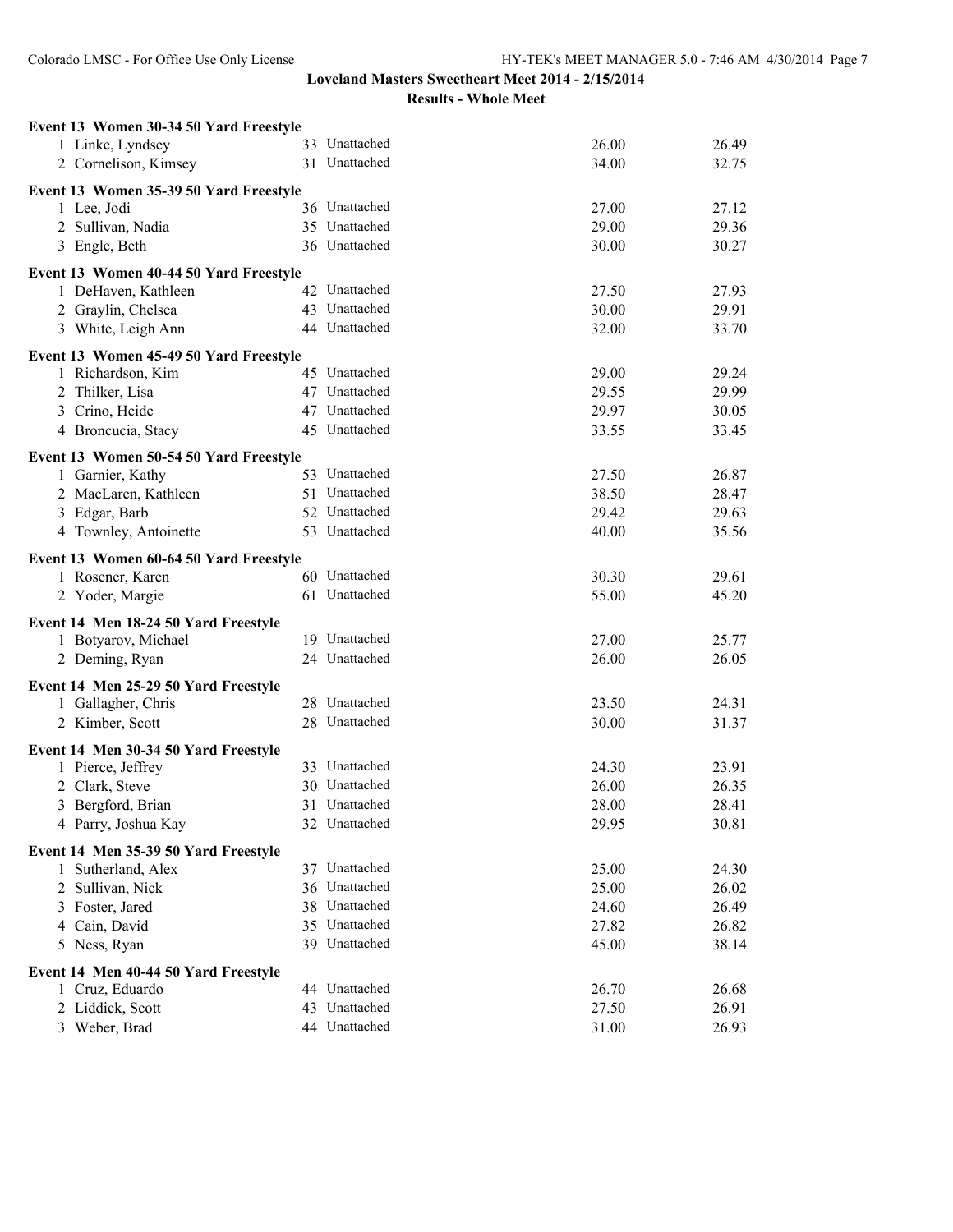## Loveland Masters Sweetheart Meet 2014 - 2/15/2014

### Results - Whole Meet

**Event 13 Women 30-34 50 Yard Freestyle**

| Place | Name | Age | Team | Seed Time | Finals Time |
|---|---|---|---|---|---|
| 1 | Linke, Lyndsey | 33 | Unattached | 26.00 | 26.49 |
| 2 | Cornelison, Kimsey | 31 | Unattached | 34.00 | 32.75 |

**Event 13 Women 35-39 50 Yard Freestyle**

| Place | Name | Age | Team | Seed Time | Finals Time |
|---|---|---|---|---|---|
| 1 | Lee, Jodi | 36 | Unattached | 27.00 | 27.12 |
| 2 | Sullivan, Nadia | 35 | Unattached | 29.00 | 29.36 |
| 3 | Engle, Beth | 36 | Unattached | 30.00 | 30.27 |

**Event 13 Women 40-44 50 Yard Freestyle**

| Place | Name | Age | Team | Seed Time | Finals Time |
|---|---|---|---|---|---|
| 1 | DeHaven, Kathleen | 42 | Unattached | 27.50 | 27.93 |
| 2 | Graylin, Chelsea | 43 | Unattached | 30.00 | 29.91 |
| 3 | White, Leigh Ann | 44 | Unattached | 32.00 | 33.70 |

**Event 13 Women 45-49 50 Yard Freestyle**

| Place | Name | Age | Team | Seed Time | Finals Time |
|---|---|---|---|---|---|
| 1 | Richardson, Kim | 45 | Unattached | 29.00 | 29.24 |
| 2 | Thilker, Lisa | 47 | Unattached | 29.55 | 29.99 |
| 3 | Crino, Heide | 47 | Unattached | 29.97 | 30.05 |
| 4 | Broncucia, Stacy | 45 | Unattached | 33.55 | 33.45 |

**Event 13 Women 50-54 50 Yard Freestyle**

| Place | Name | Age | Team | Seed Time | Finals Time |
|---|---|---|---|---|---|
| 1 | Garnier, Kathy | 53 | Unattached | 27.50 | 26.87 |
| 2 | MacLaren, Kathleen | 51 | Unattached | 38.50 | 28.47 |
| 3 | Edgar, Barb | 52 | Unattached | 29.42 | 29.63 |
| 4 | Townley, Antoinette | 53 | Unattached | 40.00 | 35.56 |

**Event 13 Women 60-64 50 Yard Freestyle**

| Place | Name | Age | Team | Seed Time | Finals Time |
|---|---|---|---|---|---|
| 1 | Rosener, Karen | 60 | Unattached | 30.30 | 29.61 |
| 2 | Yoder, Margie | 61 | Unattached | 55.00 | 45.20 |

**Event 14 Men 18-24 50 Yard Freestyle**

| Place | Name | Age | Team | Seed Time | Finals Time |
|---|---|---|---|---|---|
| 1 | Botyarov, Michael | 19 | Unattached | 27.00 | 25.77 |
| 2 | Deming, Ryan | 24 | Unattached | 26.00 | 26.05 |

**Event 14 Men 25-29 50 Yard Freestyle**

| Place | Name | Age | Team | Seed Time | Finals Time |
|---|---|---|---|---|---|
| 1 | Gallagher, Chris | 28 | Unattached | 23.50 | 24.31 |
| 2 | Kimber, Scott | 28 | Unattached | 30.00 | 31.37 |

**Event 14 Men 30-34 50 Yard Freestyle**

| Place | Name | Age | Team | Seed Time | Finals Time |
|---|---|---|---|---|---|
| 1 | Pierce, Jeffrey | 33 | Unattached | 24.30 | 23.91 |
| 2 | Clark, Steve | 30 | Unattached | 26.00 | 26.35 |
| 3 | Bergford, Brian | 31 | Unattached | 28.00 | 28.41 |
| 4 | Parry, Joshua Kay | 32 | Unattached | 29.95 | 30.81 |

**Event 14 Men 35-39 50 Yard Freestyle**

| Place | Name | Age | Team | Seed Time | Finals Time |
|---|---|---|---|---|---|
| 1 | Sutherland, Alex | 37 | Unattached | 25.00 | 24.30 |
| 2 | Sullivan, Nick | 36 | Unattached | 25.00 | 26.02 |
| 3 | Foster, Jared | 38 | Unattached | 24.60 | 26.49 |
| 4 | Cain, David | 35 | Unattached | 27.82 | 26.82 |
| 5 | Ness, Ryan | 39 | Unattached | 45.00 | 38.14 |

**Event 14 Men 40-44 50 Yard Freestyle**

| Place | Name | Age | Team | Seed Time | Finals Time |
|---|---|---|---|---|---|
| 1 | Cruz, Eduardo | 44 | Unattached | 26.70 | 26.68 |
| 2 | Liddick, Scott | 43 | Unattached | 27.50 | 26.91 |
| 3 | Weber, Brad | 44 | Unattached | 31.00 | 26.93 |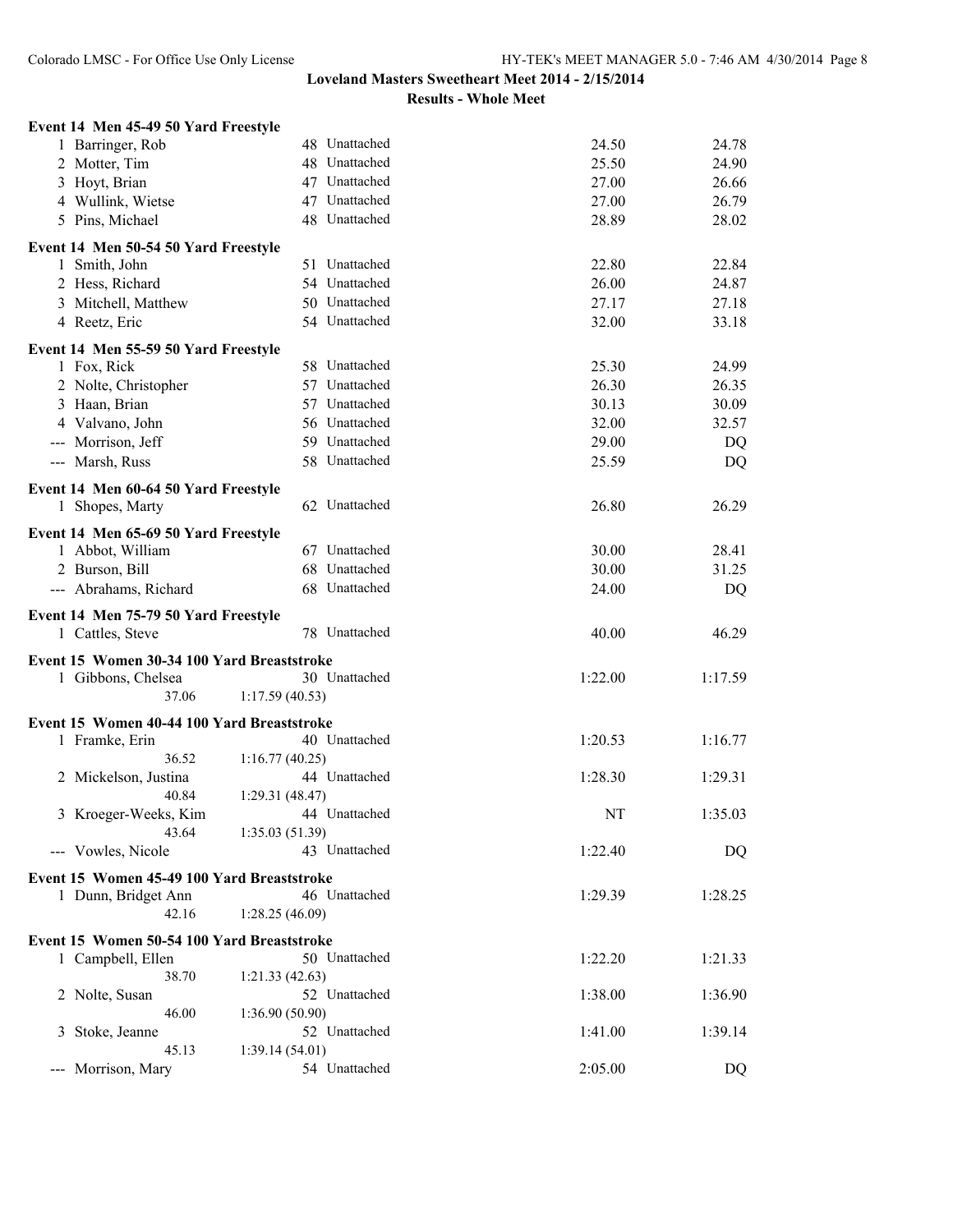**Loveland Masters Sweetheart Meet 2014 - 2/15/2014**

**Results - Whole Meet**

**Event 14 Men 45-49 50 Yard Freestyle**

| Place | Name | Age | Team | Seed Time | Finals Time |
|---|---|---|---|---|---|
| 1 | Barringer, Rob | 48 | Unattached | 24.50 | 24.78 |
| 2 | Motter, Tim | 48 | Unattached | 25.50 | 24.90 |
| 3 | Hoyt, Brian | 47 | Unattached | 27.00 | 26.66 |
| 4 | Wullink, Wietse | 47 | Unattached | 27.00 | 26.79 |
| 5 | Pins, Michael | 48 | Unattached | 28.89 | 28.02 |

**Event 14 Men 50-54 50 Yard Freestyle**

| Place | Name | Age | Team | Seed Time | Finals Time |
|---|---|---|---|---|---|
| 1 | Smith, John | 51 | Unattached | 22.80 | 22.84 |
| 2 | Hess, Richard | 54 | Unattached | 26.00 | 24.87 |
| 3 | Mitchell, Matthew | 50 | Unattached | 27.17 | 27.18 |
| 4 | Reetz, Eric | 54 | Unattached | 32.00 | 33.18 |

**Event 14 Men 55-59 50 Yard Freestyle**

| Place | Name | Age | Team | Seed Time | Finals Time |
|---|---|---|---|---|---|
| 1 | Fox, Rick | 58 | Unattached | 25.30 | 24.99 |
| 2 | Nolte, Christopher | 57 | Unattached | 26.30 | 26.35 |
| 3 | Haan, Brian | 57 | Unattached | 30.13 | 30.09 |
| 4 | Valvano, John | 56 | Unattached | 32.00 | 32.57 |
| --- | Morrison, Jeff | 59 | Unattached | 29.00 | DQ |
| --- | Marsh, Russ | 58 | Unattached | 25.59 | DQ |

**Event 14 Men 60-64 50 Yard Freestyle**

| Place | Name | Age | Team | Seed Time | Finals Time |
|---|---|---|---|---|---|
| 1 | Shopes, Marty | 62 | Unattached | 26.80 | 26.29 |

**Event 14 Men 65-69 50 Yard Freestyle**

| Place | Name | Age | Team | Seed Time | Finals Time |
|---|---|---|---|---|---|
| 1 | Abbot, William | 67 | Unattached | 30.00 | 28.41 |
| 2 | Burson, Bill | 68 | Unattached | 30.00 | 31.25 |
| --- | Abrahams, Richard | 68 | Unattached | 24.00 | DQ |

**Event 14 Men 75-79 50 Yard Freestyle**

| Place | Name | Age | Team | Seed Time | Finals Time |
|---|---|---|---|---|---|
| 1 | Cattles, Steve | 78 | Unattached | 40.00 | 46.29 |

**Event 15 Women 30-34 100 Yard Breaststroke**

| Place | Name | Age | Team | Seed Time | Finals Time |
|---|---|---|---|---|---|
| 1 | Gibbons, Chelsea | 30 | Unattached | 1:22.00 | 1:17.59 |
| | 37.06 | 1:17.59 (40.53) | | | |

**Event 15 Women 40-44 100 Yard Breaststroke**

| Place | Name | Age | Team | Seed Time | Finals Time |
|---|---|---|---|---|---|
| 1 | Framke, Erin | 40 | Unattached | 1:20.53 | 1:16.77 |
| | 36.52 | 1:16.77 (40.25) | | | |
| 2 | Mickelson, Justina | 44 | Unattached | 1:28.30 | 1:29.31 |
| | 40.84 | 1:29.31 (48.47) | | | |
| 3 | Kroeger-Weeks, Kim | 44 | Unattached | NT | 1:35.03 |
| | 43.64 | 1:35.03 (51.39) | | | |
| --- | Vowles, Nicole | 43 | Unattached | 1:22.40 | DQ |

**Event 15 Women 45-49 100 Yard Breaststroke**

| Place | Name | Age | Team | Seed Time | Finals Time |
|---|---|---|---|---|---|
| 1 | Dunn, Bridget Ann | 46 | Unattached | 1:29.39 | 1:28.25 |
| | 42.16 | 1:28.25 (46.09) | | | |

**Event 15 Women 50-54 100 Yard Breaststroke**

| Place | Name | Age | Team | Seed Time | Finals Time |
|---|---|---|---|---|---|
| 1 | Campbell, Ellen | 50 | Unattached | 1:22.20 | 1:21.33 |
| | 38.70 | 1:21.33 (42.63) | | | |
| 2 | Nolte, Susan | 52 | Unattached | 1:38.00 | 1:36.90 |
| | 46.00 | 1:36.90 (50.90) | | | |
| 3 | Stoke, Jeanne | 52 | Unattached | 1:41.00 | 1:39.14 |
| | 45.13 | 1:39.14 (54.01) | | | |
| --- | Morrison, Mary | 54 | Unattached | 2:05.00 | DQ |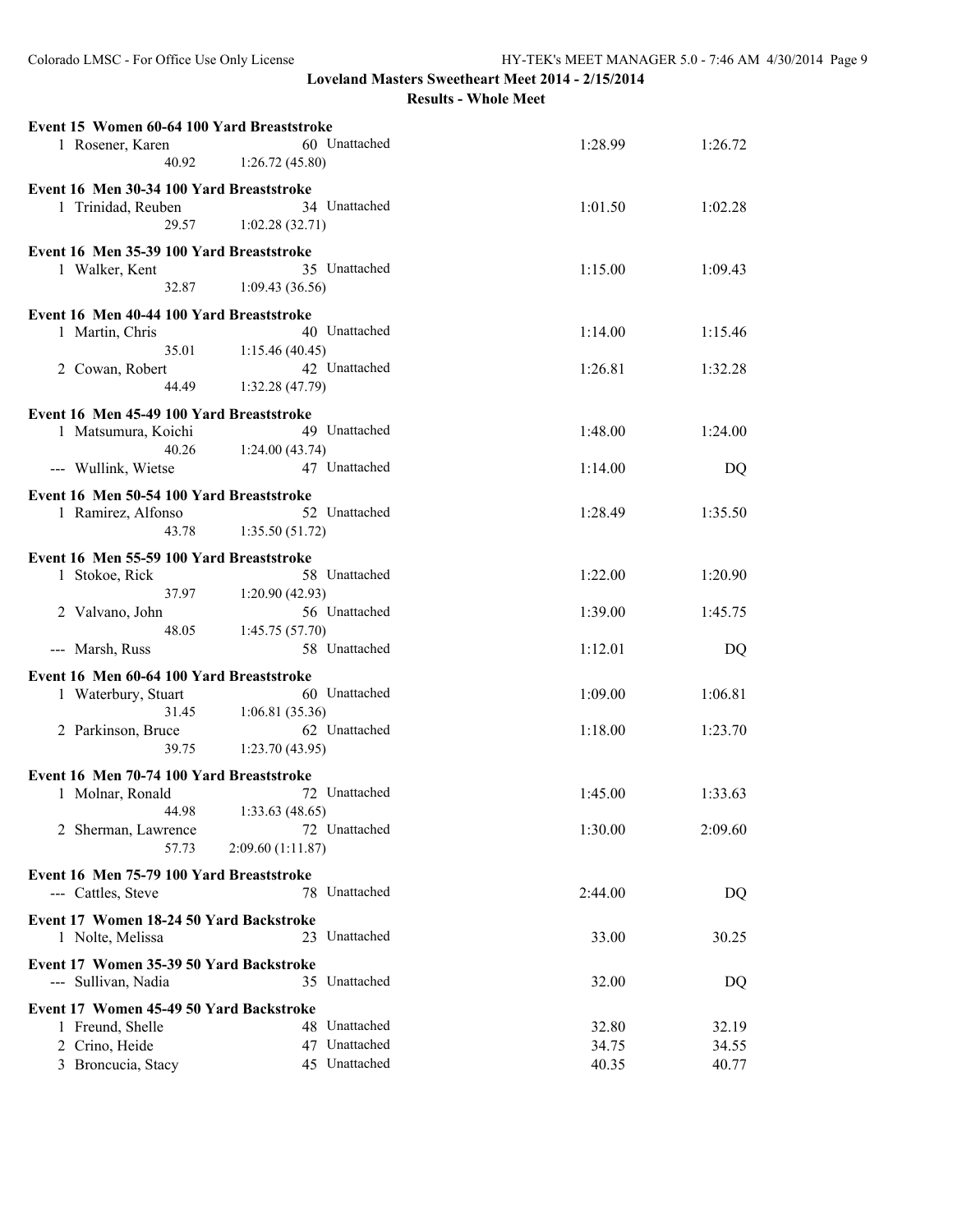Loveland Masters Sweetheart Meet 2014 - 2/15/2014

Results - Whole Meet

**Event 15 Women 60-64 100 Yard Breaststroke**

| Place | Name | Age | Team | Seed Time | Finals Time |
|---|---|---|---|---|---|
| 1 | Rosener, Karen | 60 | Unattached | 1:28.99 | 1:26.72 |
| | 40.92 | 1:26.72 (45.80) | | | |

**Event 16 Men 30-34 100 Yard Breaststroke**

| Place | Name | Age | Team | Seed Time | Finals Time |
|---|---|---|---|---|---|
| 1 | Trinidad, Reuben | 34 | Unattached | 1:01.50 | 1:02.28 |
| | 29.57 | 1:02.28 (32.71) | | | |

**Event 16 Men 35-39 100 Yard Breaststroke**

| Place | Name | Age | Team | Seed Time | Finals Time |
|---|---|---|---|---|---|
| 1 | Walker, Kent | 35 | Unattached | 1:15.00 | 1:09.43 |
| | 32.87 | 1:09.43 (36.56) | | | |

**Event 16 Men 40-44 100 Yard Breaststroke**

| Place | Name | Age | Team | Seed Time | Finals Time |
|---|---|---|---|---|---|
| 1 | Martin, Chris | 40 | Unattached | 1:14.00 | 1:15.46 |
| | 35.01 | 1:15.46 (40.45) | | | |
| 2 | Cowan, Robert | 42 | Unattached | 1:26.81 | 1:32.28 |
| | 44.49 | 1:32.28 (47.79) | | | |

**Event 16 Men 45-49 100 Yard Breaststroke**

| Place | Name | Age | Team | Seed Time | Finals Time |
|---|---|---|---|---|---|
| 1 | Matsumura, Koichi | 49 | Unattached | 1:48.00 | 1:24.00 |
| | 40.26 | 1:24.00 (43.74) | | | |
| --- | Wullink, Wietse | 47 | Unattached | 1:14.00 | DQ |

**Event 16 Men 50-54 100 Yard Breaststroke**

| Place | Name | Age | Team | Seed Time | Finals Time |
|---|---|---|---|---|---|
| 1 | Ramirez, Alfonso | 52 | Unattached | 1:28.49 | 1:35.50 |
| | 43.78 | 1:35.50 (51.72) | | | |

**Event 16 Men 55-59 100 Yard Breaststroke**

| Place | Name | Age | Team | Seed Time | Finals Time |
|---|---|---|---|---|---|
| 1 | Stokoe, Rick | 58 | Unattached | 1:22.00 | 1:20.90 |
| | 37.97 | 1:20.90 (42.93) | | | |
| 2 | Valvano, John | 56 | Unattached | 1:39.00 | 1:45.75 |
| | 48.05 | 1:45.75 (57.70) | | | |
| --- | Marsh, Russ | 58 | Unattached | 1:12.01 | DQ |

**Event 16 Men 60-64 100 Yard Breaststroke**

| Place | Name | Age | Team | Seed Time | Finals Time |
|---|---|---|---|---|---|
| 1 | Waterbury, Stuart | 60 | Unattached | 1:09.00 | 1:06.81 |
| | 31.45 | 1:06.81 (35.36) | | | |
| 2 | Parkinson, Bruce | 62 | Unattached | 1:18.00 | 1:23.70 |
| | 39.75 | 1:23.70 (43.95) | | | |

**Event 16 Men 70-74 100 Yard Breaststroke**

| Place | Name | Age | Team | Seed Time | Finals Time |
|---|---|---|---|---|---|
| 1 | Molnar, Ronald | 72 | Unattached | 1:45.00 | 1:33.63 |
| | 44.98 | 1:33.63 (48.65) | | | |
| 2 | Sherman, Lawrence | 72 | Unattached | 1:30.00 | 2:09.60 |
| | 57.73 | 2:09.60 (1:11.87) | | | |

**Event 16 Men 75-79 100 Yard Breaststroke**

| Place | Name | Age | Team | Seed Time | Finals Time |
|---|---|---|---|---|---|
| --- | Cattles, Steve | 78 | Unattached | 2:44.00 | DQ |

**Event 17 Women 18-24 50 Yard Backstroke**

| Place | Name | Age | Team | Seed Time | Finals Time |
|---|---|---|---|---|---|
| 1 | Nolte, Melissa | 23 | Unattached | 33.00 | 30.25 |

**Event 17 Women 35-39 50 Yard Backstroke**

| Place | Name | Age | Team | Seed Time | Finals Time |
|---|---|---|---|---|---|
| --- | Sullivan, Nadia | 35 | Unattached | 32.00 | DQ |

**Event 17 Women 45-49 50 Yard Backstroke**

| Place | Name | Age | Team | Seed Time | Finals Time |
|---|---|---|---|---|---|
| 1 | Freund, Shelle | 48 | Unattached | 32.80 | 32.19 |
| 2 | Crino, Heide | 47 | Unattached | 34.75 | 34.55 |
| 3 | Broncucia, Stacy | 45 | Unattached | 40.35 | 40.77 |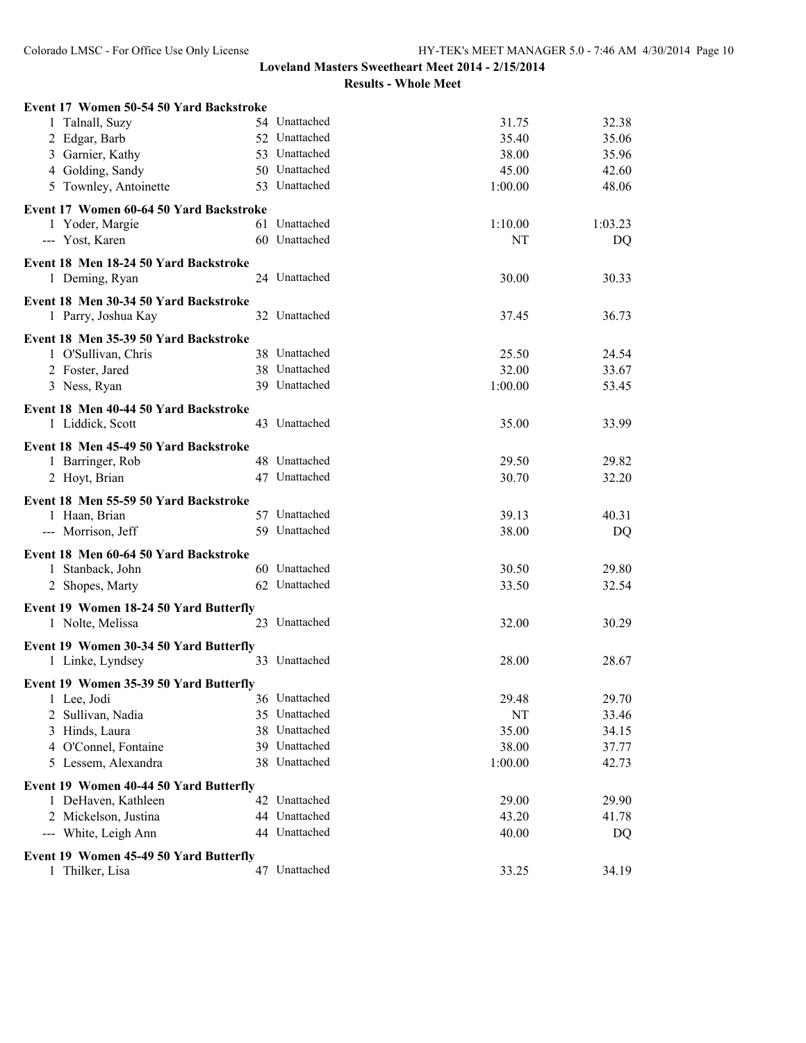**Loveland Masters Sweetheart Meet 2014 - 2/15/2014**

**Results - Whole Meet**

**Event 17 Women 50-54 50 Yard Backstroke**

| Place | Name | Age | Team | Seed Time | Finals Time |
|---|---|---|---|---|---|
| 1 | Talnall, Suzy | 54 | Unattached | 31.75 | 32.38 |
| 2 | Edgar, Barb | 52 | Unattached | 35.40 | 35.06 |
| 3 | Garnier, Kathy | 53 | Unattached | 38.00 | 35.96 |
| 4 | Golding, Sandy | 50 | Unattached | 45.00 | 42.60 |
| 5 | Townley, Antoinette | 53 | Unattached | 1:00.00 | 48.06 |

**Event 17 Women 60-64 50 Yard Backstroke**

| Place | Name | Age | Team | Seed Time | Finals Time |
|---|---|---|---|---|---|
| 1 | Yoder, Margie | 61 | Unattached | 1:10.00 | 1:03.23 |
| --- | Yost, Karen | 60 | Unattached | NT | DQ |

**Event 18 Men 18-24 50 Yard Backstroke**

| Place | Name | Age | Team | Seed Time | Finals Time |
|---|---|---|---|---|---|
| 1 | Deming, Ryan | 24 | Unattached | 30.00 | 30.33 |

**Event 18 Men 30-34 50 Yard Backstroke**

| Place | Name | Age | Team | Seed Time | Finals Time |
|---|---|---|---|---|---|
| 1 | Parry, Joshua Kay | 32 | Unattached | 37.45 | 36.73 |

**Event 18 Men 35-39 50 Yard Backstroke**

| Place | Name | Age | Team | Seed Time | Finals Time |
|---|---|---|---|---|---|
| 1 | O'Sullivan, Chris | 38 | Unattached | 25.50 | 24.54 |
| 2 | Foster, Jared | 38 | Unattached | 32.00 | 33.67 |
| 3 | Ness, Ryan | 39 | Unattached | 1:00.00 | 53.45 |

**Event 18 Men 40-44 50 Yard Backstroke**

| Place | Name | Age | Team | Seed Time | Finals Time |
|---|---|---|---|---|---|
| 1 | Liddick, Scott | 43 | Unattached | 35.00 | 33.99 |

**Event 18 Men 45-49 50 Yard Backstroke**

| Place | Name | Age | Team | Seed Time | Finals Time |
|---|---|---|---|---|---|
| 1 | Barringer, Rob | 48 | Unattached | 29.50 | 29.82 |
| 2 | Hoyt, Brian | 47 | Unattached | 30.70 | 32.20 |

**Event 18 Men 55-59 50 Yard Backstroke**

| Place | Name | Age | Team | Seed Time | Finals Time |
|---|---|---|---|---|---|
| 1 | Haan, Brian | 57 | Unattached | 39.13 | 40.31 |
| --- | Morrison, Jeff | 59 | Unattached | 38.00 | DQ |

**Event 18 Men 60-64 50 Yard Backstroke**

| Place | Name | Age | Team | Seed Time | Finals Time |
|---|---|---|---|---|---|
| 1 | Stanback, John | 60 | Unattached | 30.50 | 29.80 |
| 2 | Shopes, Marty | 62 | Unattached | 33.50 | 32.54 |

**Event 19 Women 18-24 50 Yard Butterfly**

| Place | Name | Age | Team | Seed Time | Finals Time |
|---|---|---|---|---|---|
| 1 | Nolte, Melissa | 23 | Unattached | 32.00 | 30.29 |

**Event 19 Women 30-34 50 Yard Butterfly**

| Place | Name | Age | Team | Seed Time | Finals Time |
|---|---|---|---|---|---|
| 1 | Linke, Lyndsey | 33 | Unattached | 28.00 | 28.67 |

**Event 19 Women 35-39 50 Yard Butterfly**

| Place | Name | Age | Team | Seed Time | Finals Time |
|---|---|---|---|---|---|
| 1 | Lee, Jodi | 36 | Unattached | 29.48 | 29.70 |
| 2 | Sullivan, Nadia | 35 | Unattached | NT | 33.46 |
| 3 | Hinds, Laura | 38 | Unattached | 35.00 | 34.15 |
| 4 | O'Connel, Fontaine | 39 | Unattached | 38.00 | 37.77 |
| 5 | Lessem, Alexandra | 38 | Unattached | 1:00.00 | 42.73 |

**Event 19 Women 40-44 50 Yard Butterfly**

| Place | Name | Age | Team | Seed Time | Finals Time |
|---|---|---|---|---|---|
| 1 | DeHaven, Kathleen | 42 | Unattached | 29.00 | 29.90 |
| 2 | Mickelson, Justina | 44 | Unattached | 43.20 | 41.78 |
| --- | White, Leigh Ann | 44 | Unattached | 40.00 | DQ |

**Event 19 Women 45-49 50 Yard Butterfly**

| Place | Name | Age | Team | Seed Time | Finals Time |
|---|---|---|---|---|---|
| 1 | Thilker, Lisa | 47 | Unattached | 33.25 | 34.19 |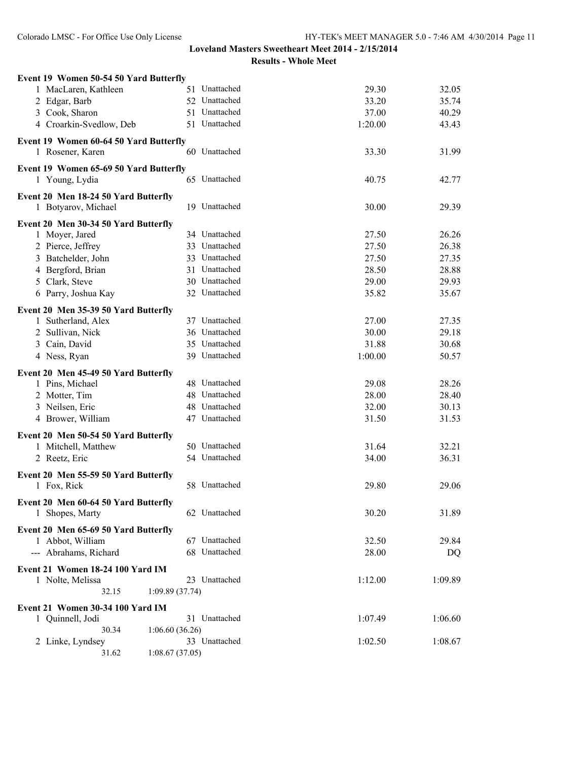**Loveland Masters Sweetheart Meet 2014 - 2/15/2014**

**Results - Whole Meet**

### Event 19 Women 50-54 50 Yard Butterfly

| | Name | Age | Team | Seed | Finals |
|---|---|---|---|---|---|
| 1 | MacLaren, Kathleen | 51 | Unattached | 29.30 | 32.05 |
| 2 | Edgar, Barb | 52 | Unattached | 33.20 | 35.74 |
| 3 | Cook, Sharon | 51 | Unattached | 37.00 | 40.29 |
| 4 | Croarkin-Svedlow, Deb | 51 | Unattached | 1:20.00 | 43.43 |

### Event 19 Women 60-64 50 Yard Butterfly

| | Name | Age | Team | Seed | Finals |
|---|---|---|---|---|---|
| 1 | Rosener, Karen | 60 | Unattached | 33.30 | 31.99 |

### Event 19 Women 65-69 50 Yard Butterfly

| | Name | Age | Team | Seed | Finals |
|---|---|---|---|---|---|
| 1 | Young, Lydia | 65 | Unattached | 40.75 | 42.77 |

### Event 20 Men 18-24 50 Yard Butterfly

| | Name | Age | Team | Seed | Finals |
|---|---|---|---|---|---|
| 1 | Botyarov, Michael | 19 | Unattached | 30.00 | 29.39 |

### Event 20 Men 30-34 50 Yard Butterfly

| | Name | Age | Team | Seed | Finals |
|---|---|---|---|---|---|
| 1 | Moyer, Jared | 34 | Unattached | 27.50 | 26.26 |
| 2 | Pierce, Jeffrey | 33 | Unattached | 27.50 | 26.38 |
| 3 | Batchelder, John | 33 | Unattached | 27.50 | 27.35 |
| 4 | Bergford, Brian | 31 | Unattached | 28.50 | 28.88 |
| 5 | Clark, Steve | 30 | Unattached | 29.00 | 29.93 |
| 6 | Parry, Joshua Kay | 32 | Unattached | 35.82 | 35.67 |

### Event 20 Men 35-39 50 Yard Butterfly

| | Name | Age | Team | Seed | Finals |
|---|---|---|---|---|---|
| 1 | Sutherland, Alex | 37 | Unattached | 27.00 | 27.35 |
| 2 | Sullivan, Nick | 36 | Unattached | 30.00 | 29.18 |
| 3 | Cain, David | 35 | Unattached | 31.88 | 30.68 |
| 4 | Ness, Ryan | 39 | Unattached | 1:00.00 | 50.57 |

### Event 20 Men 45-49 50 Yard Butterfly

| | Name | Age | Team | Seed | Finals |
|---|---|---|---|---|---|
| 1 | Pins, Michael | 48 | Unattached | 29.08 | 28.26 |
| 2 | Motter, Tim | 48 | Unattached | 28.00 | 28.40 |
| 3 | Neilsen, Eric | 48 | Unattached | 32.00 | 30.13 |
| 4 | Brower, William | 47 | Unattached | 31.50 | 31.53 |

### Event 20 Men 50-54 50 Yard Butterfly

| | Name | Age | Team | Seed | Finals |
|---|---|---|---|---|---|
| 1 | Mitchell, Matthew | 50 | Unattached | 31.64 | 32.21 |
| 2 | Reetz, Eric | 54 | Unattached | 34.00 | 36.31 |

### Event 20 Men 55-59 50 Yard Butterfly

| | Name | Age | Team | Seed | Finals |
|---|---|---|---|---|---|
| 1 | Fox, Rick | 58 | Unattached | 29.80 | 29.06 |

### Event 20 Men 60-64 50 Yard Butterfly

| | Name | Age | Team | Seed | Finals |
|---|---|---|---|---|---|
| 1 | Shopes, Marty | 62 | Unattached | 30.20 | 31.89 |

### Event 20 Men 65-69 50 Yard Butterfly

| | Name | Age | Team | Seed | Finals |
|---|---|---|---|---|---|
| 1 | Abbot, William | 67 | Unattached | 32.50 | 29.84 |
| --- | Abrahams, Richard | 68 | Unattached | 28.00 | DQ |

### Event 21 Women 18-24 100 Yard IM

| | Name | Age | Team | Seed | Finals |
|---|---|---|---|---|---|
| 1 | Nolte, Melissa | 23 | Unattached | 1:12.00 | 1:09.89 |
| | 32.15 | 1:09.89 (37.74) | | | |

### Event 21 Women 30-34 100 Yard IM

| | Name | Age | Team | Seed | Finals |
|---|---|---|---|---|---|
| 1 | Quinnell, Jodi | 31 | Unattached | 1:07.49 | 1:06.60 |
| | 30.34 | 1:06.60 (36.26) | | | |
| 2 | Linke, Lyndsey | 33 | Unattached | 1:02.50 | 1:08.67 |
| | 31.62 | 1:08.67 (37.05) | | | |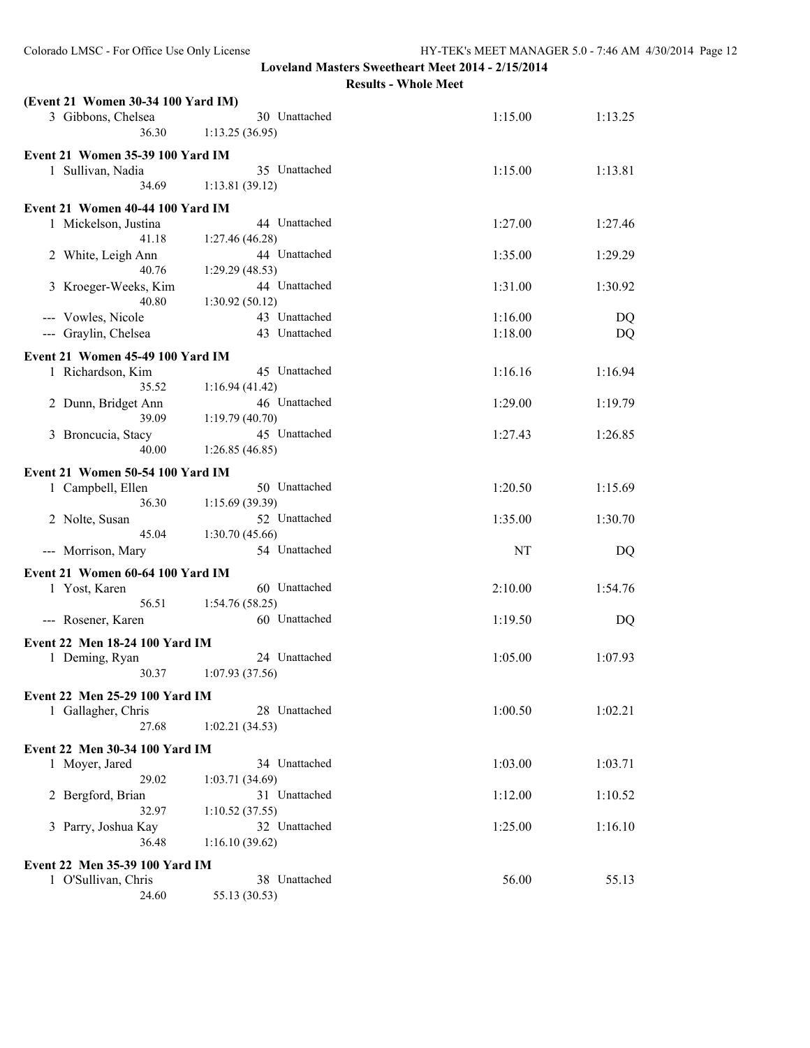**Loveland Masters Sweetheart Meet 2014 - 2/15/2014**

**Results - Whole Meet**

**(Event 21 Women 30-34 100 Yard IM)**

| | Name | Age | Team | Seed Time | Finals Time |
|---|---|---|---|---|---|
| 3 | Gibbons, Chelsea | 30 | Unattached | 1:15.00 | 1:13.25 |
| | 36.30 | 1:13.25 (36.95) | | | |

**Event 21 Women 35-39 100 Yard IM**

| | Name | Age | Team | Seed Time | Finals Time |
|---|---|---|---|---|---|
| 1 | Sullivan, Nadia | 35 | Unattached | 1:15.00 | 1:13.81 |
| | 34.69 | 1:13.81 (39.12) | | | |

**Event 21 Women 40-44 100 Yard IM**

| | Name | Age | Team | Seed Time | Finals Time |
|---|---|---|---|---|---|
| 1 | Mickelson, Justina | 44 | Unattached | 1:27.00 | 1:27.46 |
| | 41.18 | 1:27.46 (46.28) | | | |
| 2 | White, Leigh Ann | 44 | Unattached | 1:35.00 | 1:29.29 |
| | 40.76 | 1:29.29 (48.53) | | | |
| 3 | Kroeger-Weeks, Kim | 44 | Unattached | 1:31.00 | 1:30.92 |
| | 40.80 | 1:30.92 (50.12) | | | |
| --- | Vowles, Nicole | 43 | Unattached | 1:16.00 | DQ |
| --- | Graylin, Chelsea | 43 | Unattached | 1:18.00 | DQ |

**Event 21 Women 45-49 100 Yard IM**

| | Name | Age | Team | Seed Time | Finals Time |
|---|---|---|---|---|---|
| 1 | Richardson, Kim | 45 | Unattached | 1:16.16 | 1:16.94 |
| | 35.52 | 1:16.94 (41.42) | | | |
| 2 | Dunn, Bridget Ann | 46 | Unattached | 1:29.00 | 1:19.79 |
| | 39.09 | 1:19.79 (40.70) | | | |
| 3 | Broncucia, Stacy | 45 | Unattached | 1:27.43 | 1:26.85 |
| | 40.00 | 1:26.85 (46.85) | | | |

**Event 21 Women 50-54 100 Yard IM**

| | Name | Age | Team | Seed Time | Finals Time |
|---|---|---|---|---|---|
| 1 | Campbell, Ellen | 50 | Unattached | 1:20.50 | 1:15.69 |
| | 36.30 | 1:15.69 (39.39) | | | |
| 2 | Nolte, Susan | 52 | Unattached | 1:35.00 | 1:30.70 |
| | 45.04 | 1:30.70 (45.66) | | | |
| --- | Morrison, Mary | 54 | Unattached | NT | DQ |

**Event 21 Women 60-64 100 Yard IM**

| | Name | Age | Team | Seed Time | Finals Time |
|---|---|---|---|---|---|
| 1 | Yost, Karen | 60 | Unattached | 2:10.00 | 1:54.76 |
| | 56.51 | 1:54.76 (58.25) | | | |
| --- | Rosener, Karen | 60 | Unattached | 1:19.50 | DQ |

**Event 22 Men 18-24 100 Yard IM**

| | Name | Age | Team | Seed Time | Finals Time |
|---|---|---|---|---|---|
| 1 | Deming, Ryan | 24 | Unattached | 1:05.00 | 1:07.93 |
| | 30.37 | 1:07.93 (37.56) | | | |

**Event 22 Men 25-29 100 Yard IM**

| | Name | Age | Team | Seed Time | Finals Time |
|---|---|---|---|---|---|
| 1 | Gallagher, Chris | 28 | Unattached | 1:00.50 | 1:02.21 |
| | 27.68 | 1:02.21 (34.53) | | | |

**Event 22 Men 30-34 100 Yard IM**

| | Name | Age | Team | Seed Time | Finals Time |
|---|---|---|---|---|---|
| 1 | Moyer, Jared | 34 | Unattached | 1:03.00 | 1:03.71 |
| | 29.02 | 1:03.71 (34.69) | | | |
| 2 | Bergford, Brian | 31 | Unattached | 1:12.00 | 1:10.52 |
| | 32.97 | 1:10.52 (37.55) | | | |
| 3 | Parry, Joshua Kay | 32 | Unattached | 1:25.00 | 1:16.10 |
| | 36.48 | 1:16.10 (39.62) | | | |

**Event 22 Men 35-39 100 Yard IM**

| | Name | Age | Team | Seed Time | Finals Time |
|---|---|---|---|---|---|
| 1 | O'Sullivan, Chris | 38 | Unattached | 56.00 | 55.13 |
| | 24.60 | 55.13 (30.53) | | | |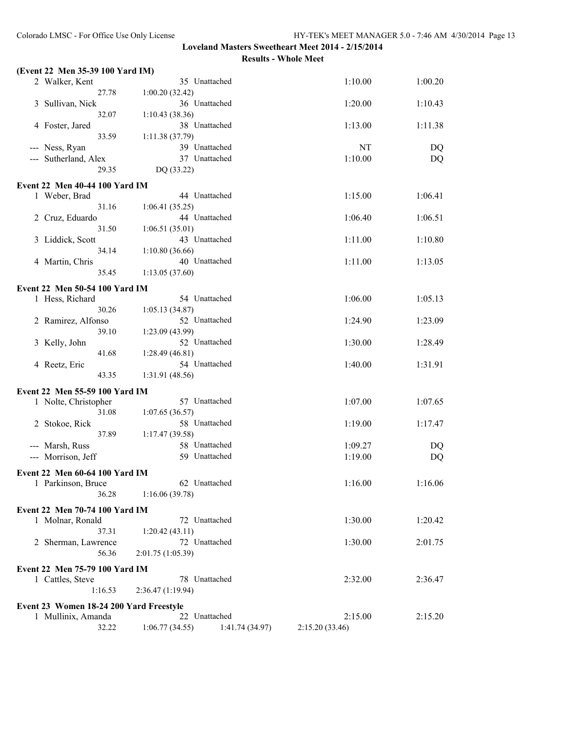Loveland Masters Sweetheart Meet 2014 - 2/15/2014

Results - Whole Meet

**(Event 22 Men 35-39 100 Yard IM)**

| Place | Name | Age | Team | Seed Time | Finals Time |
|---|---|---|---|---|---|
| 2 | Walker, Kent | 35 | Unattached | 1:10.00 | 1:00.20 |
| | 27.78 | 1:00.20 (32.42) | | | |
| 3 | Sullivan, Nick | 36 | Unattached | 1:20.00 | 1:10.43 |
| | 32.07 | 1:10.43 (38.36) | | | |
| 4 | Foster, Jared | 38 | Unattached | 1:13.00 | 1:11.38 |
| | 33.59 | 1:11.38 (37.79) | | | |
| --- | Ness, Ryan | 39 | Unattached | NT | DQ |
| --- | Sutherland, Alex | 37 | Unattached | 1:10.00 | DQ |
| | 29.35 | DQ (33.22) | | | |

**Event 22 Men 40-44 100 Yard IM**

| Place | Name | Age | Team | Seed Time | Finals Time |
|---|---|---|---|---|---|
| 1 | Weber, Brad | 44 | Unattached | 1:15.00 | 1:06.41 |
| | 31.16 | 1:06.41 (35.25) | | | |
| 2 | Cruz, Eduardo | 44 | Unattached | 1:06.40 | 1:06.51 |
| | 31.50 | 1:06.51 (35.01) | | | |
| 3 | Liddick, Scott | 43 | Unattached | 1:11.00 | 1:10.80 |
| | 34.14 | 1:10.80 (36.66) | | | |
| 4 | Martin, Chris | 40 | Unattached | 1:11.00 | 1:13.05 |
| | 35.45 | 1:13.05 (37.60) | | | |

**Event 22 Men 50-54 100 Yard IM**

| Place | Name | Age | Team | Seed Time | Finals Time |
|---|---|---|---|---|---|
| 1 | Hess, Richard | 54 | Unattached | 1:06.00 | 1:05.13 |
| | 30.26 | 1:05.13 (34.87) | | | |
| 2 | Ramirez, Alfonso | 52 | Unattached | 1:24.90 | 1:23.09 |
| | 39.10 | 1:23.09 (43.99) | | | |
| 3 | Kelly, John | 52 | Unattached | 1:30.00 | 1:28.49 |
| | 41.68 | 1:28.49 (46.81) | | | |
| 4 | Reetz, Eric | 54 | Unattached | 1:40.00 | 1:31.91 |
| | 43.35 | 1:31.91 (48.56) | | | |

**Event 22 Men 55-59 100 Yard IM**

| Place | Name | Age | Team | Seed Time | Finals Time |
|---|---|---|---|---|---|
| 1 | Nolte, Christopher | 57 | Unattached | 1:07.00 | 1:07.65 |
| | 31.08 | 1:07.65 (36.57) | | | |
| 2 | Stokoe, Rick | 58 | Unattached | 1:19.00 | 1:17.47 |
| | 37.89 | 1:17.47 (39.58) | | | |
| --- | Marsh, Russ | 58 | Unattached | 1:09.27 | DQ |
| --- | Morrison, Jeff | 59 | Unattached | 1:19.00 | DQ |

**Event 22 Men 60-64 100 Yard IM**

| Place | Name | Age | Team | Seed Time | Finals Time |
|---|---|---|---|---|---|
| 1 | Parkinson, Bruce | 62 | Unattached | 1:16.00 | 1:16.06 |
| | 36.28 | 1:16.06 (39.78) | | | |

**Event 22 Men 70-74 100 Yard IM**

| Place | Name | Age | Team | Seed Time | Finals Time |
|---|---|---|---|---|---|
| 1 | Molnar, Ronald | 72 | Unattached | 1:30.00 | 1:20.42 |
| | 37.31 | 1:20.42 (43.11) | | | |
| 2 | Sherman, Lawrence | 72 | Unattached | 1:30.00 | 2:01.75 |
| | 56.36 | 2:01.75 (1:05.39) | | | |

**Event 22 Men 75-79 100 Yard IM**

| Place | Name | Age | Team | Seed Time | Finals Time |
|---|---|---|---|---|---|
| 1 | Cattles, Steve | 78 | Unattached | 2:32.00 | 2:36.47 |
| | 1:16.53 | 2:36.47 (1:19.94) | | | |

**Event 23 Women 18-24 200 Yard Freestyle**

| Place | Name | Age | Team | Seed Time | Finals Time |
|---|---|---|---|---|---|
| 1 | Mullinix, Amanda | 22 | Unattached | 2:15.00 | 2:15.20 |
| | 32.22 | 1:06.77 (34.55) | 1:41.74 (34.97) | 2:15.20 (33.46) | |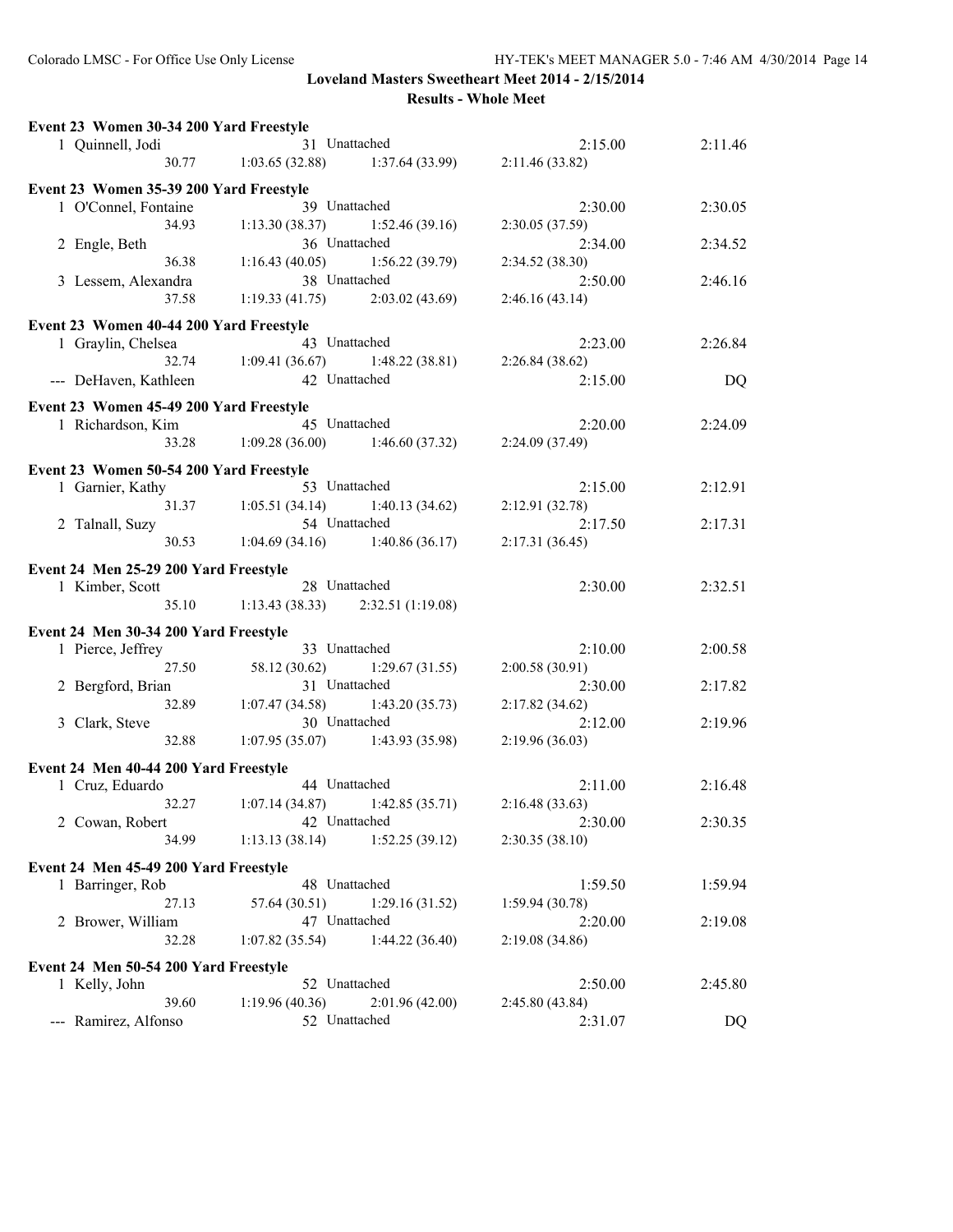## Loveland Masters Sweetheart Meet 2014 - 2/15/2014

### Results - Whole Meet

**Event 23 Women 30-34 200 Yard Freestyle**

```
  1 Quinnell, Jodi                31 Unattached                   2:15.00      2:11.46
         30.77      1:03.65 (32.88)    1:37.64 (33.99)    2:11.46 (33.82)
```

**Event 23 Women 35-39 200 Yard Freestyle**

```
  1 O'Connel, Fontaine            39 Unattached                   2:30.00      2:30.05
         34.93      1:13.30 (38.37)    1:52.46 (39.16)    2:30.05 (37.59)
  2 Engle, Beth                   36 Unattached                   2:34.00      2:34.52
         36.38      1:16.43 (40.05)    1:56.22 (39.79)    2:34.52 (38.30)
  3 Lessem, Alexandra             38 Unattached                   2:50.00      2:46.16
         37.58      1:19.33 (41.75)    2:03.02 (43.69)    2:46.16 (43.14)
```

**Event 23 Women 40-44 200 Yard Freestyle**

```
  1 Graylin, Chelsea              43 Unattached                   2:23.00      2:26.84
         32.74      1:09.41 (36.67)    1:48.22 (38.81)    2:26.84 (38.62)
--- DeHaven, Kathleen             42 Unattached                   2:15.00           DQ
```

**Event 23 Women 45-49 200 Yard Freestyle**

```
  1 Richardson, Kim               45 Unattached                   2:20.00      2:24.09
         33.28      1:09.28 (36.00)    1:46.60 (37.32)    2:24.09 (37.49)
```

**Event 23 Women 50-54 200 Yard Freestyle**

```
  1 Garnier, Kathy                53 Unattached                   2:15.00      2:12.91
         31.37      1:05.51 (34.14)    1:40.13 (34.62)    2:12.91 (32.78)
  2 Talnall, Suzy                 54 Unattached                   2:17.50      2:17.31
         30.53      1:04.69 (34.16)    1:40.86 (36.17)    2:17.31 (36.45)
```

**Event 24 Men 25-29 200 Yard Freestyle**

```
  1 Kimber, Scott                 28 Unattached                   2:30.00      2:32.51
         35.10      1:13.43 (38.33)    2:32.51 (1:19.08)
```

**Event 24 Men 30-34 200 Yard Freestyle**

```
  1 Pierce, Jeffrey               33 Unattached                   2:10.00      2:00.58
         27.50        58.12 (30.62)    1:29.67 (31.55)    2:00.58 (30.91)
  2 Bergford, Brian               31 Unattached                   2:30.00      2:17.82
         32.89      1:07.47 (34.58)    1:43.20 (35.73)    2:17.82 (34.62)
  3 Clark, Steve                  30 Unattached                   2:12.00      2:19.96
         32.88      1:07.95 (35.07)    1:43.93 (35.98)    2:19.96 (36.03)
```

**Event 24 Men 40-44 200 Yard Freestyle**

```
  1 Cruz, Eduardo                 44 Unattached                   2:11.00      2:16.48
         32.27      1:07.14 (34.87)    1:42.85 (35.71)    2:16.48 (33.63)
  2 Cowan, Robert                 42 Unattached                   2:30.00      2:30.35
         34.99      1:13.13 (38.14)    1:52.25 (39.12)    2:30.35 (38.10)
```

**Event 24 Men 45-49 200 Yard Freestyle**

```
  1 Barringer, Rob                48 Unattached                   1:59.50      1:59.94
         27.13        57.64 (30.51)    1:29.16 (31.52)    1:59.94 (30.78)
  2 Brower, William               47 Unattached                   2:20.00      2:19.08
         32.28      1:07.82 (35.54)    1:44.22 (36.40)    2:19.08 (34.86)
```

**Event 24 Men 50-54 200 Yard Freestyle**

```
  1 Kelly, John                   52 Unattached                   2:50.00      2:45.80
         39.60      1:19.96 (40.36)    2:01.96 (42.00)    2:45.80 (43.84)
--- Ramirez, Alfonso              52 Unattached                   2:31.07           DQ
```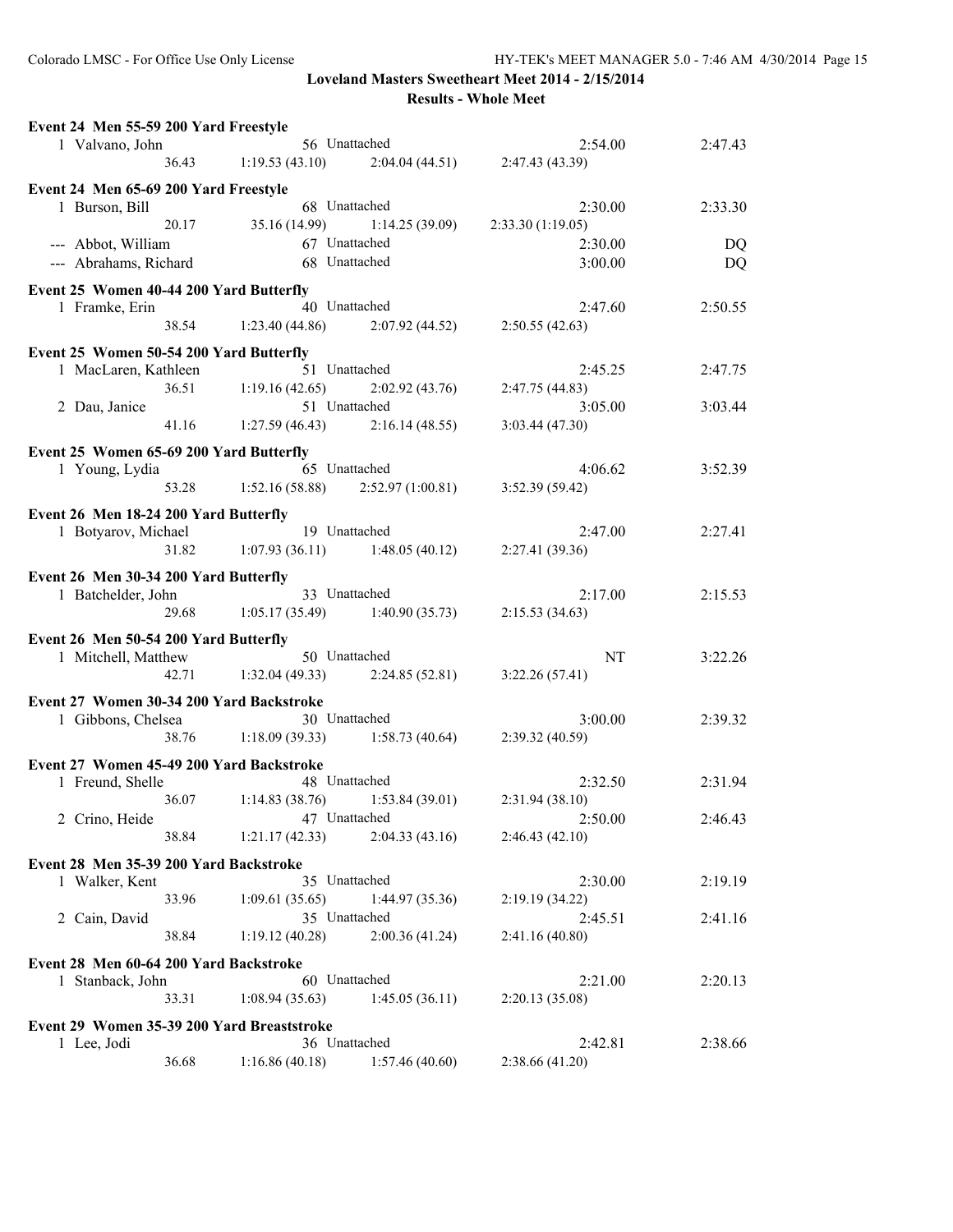**Loveland Masters Sweetheart Meet 2014 - 2/15/2014**

**Results - Whole Meet**

### Event 24 Men 55-59 200 Yard Freestyle

| Place | Name | Age | Team | Seed Time | Finals Time |
|---|---|---|---|---|---|
| 1 | Valvano, John | 56 | Unattached | 2:54.00 | 2:47.43 |
| | 36.43 | 1:19.53 (43.10) | 2:04.04 (44.51) | 2:47.43 (43.39) | |

### Event 24 Men 65-69 200 Yard Freestyle

| Place | Name | Age | Team | Seed Time | Finals Time |
|---|---|---|---|---|---|
| 1 | Burson, Bill | 68 | Unattached | 2:30.00 | 2:33.30 |
| | 20.17 | 35.16 (14.99) | 1:14.25 (39.09) | 2:33.30 (1:19.05) | |
| --- | Abbot, William | 67 | Unattached | 2:30.00 | DQ |
| --- | Abrahams, Richard | 68 | Unattached | 3:00.00 | DQ |

### Event 25 Women 40-44 200 Yard Butterfly

| Place | Name | Age | Team | Seed Time | Finals Time |
|---|---|---|---|---|---|
| 1 | Framke, Erin | 40 | Unattached | 2:47.60 | 2:50.55 |
| | 38.54 | 1:23.40 (44.86) | 2:07.92 (44.52) | 2:50.55 (42.63) | |

### Event 25 Women 50-54 200 Yard Butterfly

| Place | Name | Age | Team | Seed Time | Finals Time |
|---|---|---|---|---|---|
| 1 | MacLaren, Kathleen | 51 | Unattached | 2:45.25 | 2:47.75 |
| | 36.51 | 1:19.16 (42.65) | 2:02.92 (43.76) | 2:47.75 (44.83) | |
| 2 | Dau, Janice | 51 | Unattached | 3:05.00 | 3:03.44 |
| | 41.16 | 1:27.59 (46.43) | 2:16.14 (48.55) | 3:03.44 (47.30) | |

### Event 25 Women 65-69 200 Yard Butterfly

| Place | Name | Age | Team | Seed Time | Finals Time |
|---|---|---|---|---|---|
| 1 | Young, Lydia | 65 | Unattached | 4:06.62 | 3:52.39 |
| | 53.28 | 1:52.16 (58.88) | 2:52.97 (1:00.81) | 3:52.39 (59.42) | |

### Event 26 Men 18-24 200 Yard Butterfly

| Place | Name | Age | Team | Seed Time | Finals Time |
|---|---|---|---|---|---|
| 1 | Botyarov, Michael | 19 | Unattached | 2:47.00 | 2:27.41 |
| | 31.82 | 1:07.93 (36.11) | 1:48.05 (40.12) | 2:27.41 (39.36) | |

### Event 26 Men 30-34 200 Yard Butterfly

| Place | Name | Age | Team | Seed Time | Finals Time |
|---|---|---|---|---|---|
| 1 | Batchelder, John | 33 | Unattached | 2:17.00 | 2:15.53 |
| | 29.68 | 1:05.17 (35.49) | 1:40.90 (35.73) | 2:15.53 (34.63) | |

### Event 26 Men 50-54 200 Yard Butterfly

| Place | Name | Age | Team | Seed Time | Finals Time |
|---|---|---|---|---|---|
| 1 | Mitchell, Matthew | 50 | Unattached | NT | 3:22.26 |
| | 42.71 | 1:32.04 (49.33) | 2:24.85 (52.81) | 3:22.26 (57.41) | |

### Event 27 Women 30-34 200 Yard Backstroke

| Place | Name | Age | Team | Seed Time | Finals Time |
|---|---|---|---|---|---|
| 1 | Gibbons, Chelsea | 30 | Unattached | 3:00.00 | 2:39.32 |
| | 38.76 | 1:18.09 (39.33) | 1:58.73 (40.64) | 2:39.32 (40.59) | |

### Event 27 Women 45-49 200 Yard Backstroke

| Place | Name | Age | Team | Seed Time | Finals Time |
|---|---|---|---|---|---|
| 1 | Freund, Shelle | 48 | Unattached | 2:32.50 | 2:31.94 |
| | 36.07 | 1:14.83 (38.76) | 1:53.84 (39.01) | 2:31.94 (38.10) | |
| 2 | Crino, Heide | 47 | Unattached | 2:50.00 | 2:46.43 |
| | 38.84 | 1:21.17 (42.33) | 2:04.33 (43.16) | 2:46.43 (42.10) | |

### Event 28 Men 35-39 200 Yard Backstroke

| Place | Name | Age | Team | Seed Time | Finals Time |
|---|---|---|---|---|---|
| 1 | Walker, Kent | 35 | Unattached | 2:30.00 | 2:19.19 |
| | 33.96 | 1:09.61 (35.65) | 1:44.97 (35.36) | 2:19.19 (34.22) | |
| 2 | Cain, David | 35 | Unattached | 2:45.51 | 2:41.16 |
| | 38.84 | 1:19.12 (40.28) | 2:00.36 (41.24) | 2:41.16 (40.80) | |

### Event 28 Men 60-64 200 Yard Backstroke

| Place | Name | Age | Team | Seed Time | Finals Time |
|---|---|---|---|---|---|
| 1 | Stanback, John | 60 | Unattached | 2:21.00 | 2:20.13 |
| | 33.31 | 1:08.94 (35.63) | 1:45.05 (36.11) | 2:20.13 (35.08) | |

### Event 29 Women 35-39 200 Yard Breaststroke

| Place | Name | Age | Team | Seed Time | Finals Time |
|---|---|---|---|---|---|
| 1 | Lee, Jodi | 36 | Unattached | 2:42.81 | 2:38.66 |
| | 36.68 | 1:16.86 (40.18) | 1:57.46 (40.60) | 2:38.66 (41.20) | |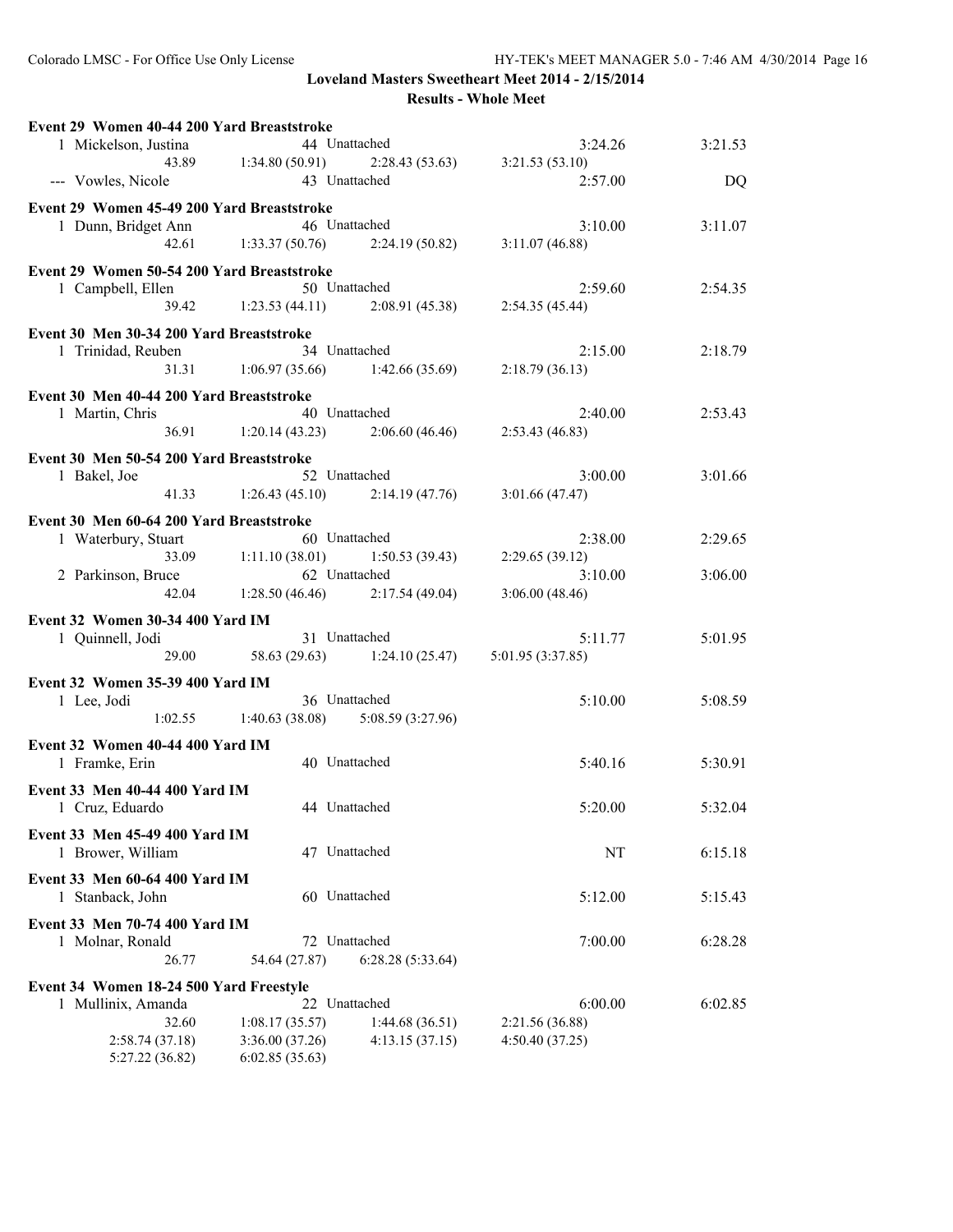**Loveland Masters Sweetheart Meet 2014 - 2/15/2014**

**Results - Whole Meet**

**Event 29 Women 40-44 200 Yard Breaststroke**

| Place | Name | Age | Team | Seed Time | Finals Time |
|---|---|---|---|---|---|
| 1 | Mickelson, Justina | 44 | Unattached | 3:24.26 | 3:21.53 |
| | 43.89 | 1:34.80 (50.91) | 2:28.43 (53.63) | 3:21.53 (53.10) | |
| --- | Vowles, Nicole | 43 | Unattached | 2:57.00 | DQ |

**Event 29 Women 45-49 200 Yard Breaststroke**

| Place | Name | Age | Team | Seed Time | Finals Time |
|---|---|---|---|---|---|
| 1 | Dunn, Bridget Ann | 46 | Unattached | 3:10.00 | 3:11.07 |
| | 42.61 | 1:33.37 (50.76) | 2:24.19 (50.82) | 3:11.07 (46.88) | |

**Event 29 Women 50-54 200 Yard Breaststroke**

| Place | Name | Age | Team | Seed Time | Finals Time |
|---|---|---|---|---|---|
| 1 | Campbell, Ellen | 50 | Unattached | 2:59.60 | 2:54.35 |
| | 39.42 | 1:23.53 (44.11) | 2:08.91 (45.38) | 2:54.35 (45.44) | |

**Event 30 Men 30-34 200 Yard Breaststroke**

| Place | Name | Age | Team | Seed Time | Finals Time |
|---|---|---|---|---|---|
| 1 | Trinidad, Reuben | 34 | Unattached | 2:15.00 | 2:18.79 |
| | 31.31 | 1:06.97 (35.66) | 1:42.66 (35.69) | 2:18.79 (36.13) | |

**Event 30 Men 40-44 200 Yard Breaststroke**

| Place | Name | Age | Team | Seed Time | Finals Time |
|---|---|---|---|---|---|
| 1 | Martin, Chris | 40 | Unattached | 2:40.00 | 2:53.43 |
| | 36.91 | 1:20.14 (43.23) | 2:06.60 (46.46) | 2:53.43 (46.83) | |

**Event 30 Men 50-54 200 Yard Breaststroke**

| Place | Name | Age | Team | Seed Time | Finals Time |
|---|---|---|---|---|---|
| 1 | Bakel, Joe | 52 | Unattached | 3:00.00 | 3:01.66 |
| | 41.33 | 1:26.43 (45.10) | 2:14.19 (47.76) | 3:01.66 (47.47) | |

**Event 30 Men 60-64 200 Yard Breaststroke**

| Place | Name | Age | Team | Seed Time | Finals Time |
|---|---|---|---|---|---|
| 1 | Waterbury, Stuart | 60 | Unattached | 2:38.00 | 2:29.65 |
| | 33.09 | 1:11.10 (38.01) | 1:50.53 (39.43) | 2:29.65 (39.12) | |
| 2 | Parkinson, Bruce | 62 | Unattached | 3:10.00 | 3:06.00 |
| | 42.04 | 1:28.50 (46.46) | 2:17.54 (49.04) | 3:06.00 (48.46) | |

**Event 32 Women 30-34 400 Yard IM**

| Place | Name | Age | Team | Seed Time | Finals Time |
|---|---|---|---|---|---|
| 1 | Quinnell, Jodi | 31 | Unattached | 5:11.77 | 5:01.95 |
| | 29.00 | 58.63 (29.63) | 1:24.10 (25.47) | 5:01.95 (3:37.85) | |

**Event 32 Women 35-39 400 Yard IM**

| Place | Name | Age | Team | Seed Time | Finals Time |
|---|---|---|---|---|---|
| 1 | Lee, Jodi | 36 | Unattached | 5:10.00 | 5:08.59 |
| | 1:02.55 | 1:40.63 (38.08) | 5:08.59 (3:27.96) | | |

**Event 32 Women 40-44 400 Yard IM**

| Place | Name | Age | Team | Seed Time | Finals Time |
|---|---|---|---|---|---|
| 1 | Framke, Erin | 40 | Unattached | 5:40.16 | 5:30.91 |

**Event 33 Men 40-44 400 Yard IM**

| Place | Name | Age | Team | Seed Time | Finals Time |
|---|---|---|---|---|---|
| 1 | Cruz, Eduardo | 44 | Unattached | 5:20.00 | 5:32.04 |

**Event 33 Men 45-49 400 Yard IM**

| Place | Name | Age | Team | Seed Time | Finals Time |
|---|---|---|---|---|---|
| 1 | Brower, William | 47 | Unattached | NT | 6:15.18 |

**Event 33 Men 60-64 400 Yard IM**

| Place | Name | Age | Team | Seed Time | Finals Time |
|---|---|---|---|---|---|
| 1 | Stanback, John | 60 | Unattached | 5:12.00 | 5:15.43 |

**Event 33 Men 70-74 400 Yard IM**

| Place | Name | Age | Team | Seed Time | Finals Time |
|---|---|---|---|---|---|
| 1 | Molnar, Ronald | 72 | Unattached | 7:00.00 | 6:28.28 |
| | 26.77 | 54.64 (27.87) | 6:28.28 (5:33.64) | | |

**Event 34 Women 18-24 500 Yard Freestyle**

| Place | Name | Age | Team | Seed Time | Finals Time |
|---|---|---|---|---|---|
| 1 | Mullinix, Amanda | 22 | Unattached | 6:00.00 | 6:02.85 |
| | 32.60 | 1:08.17 (35.57) | 1:44.68 (36.51) | 2:21.56 (36.88) | |
| | 2:58.74 (37.18) | 3:36.00 (37.26) | 4:13.15 (37.15) | 4:50.40 (37.25) | |
| | 5:27.22 (36.82) | 6:02.85 (35.63) | | | |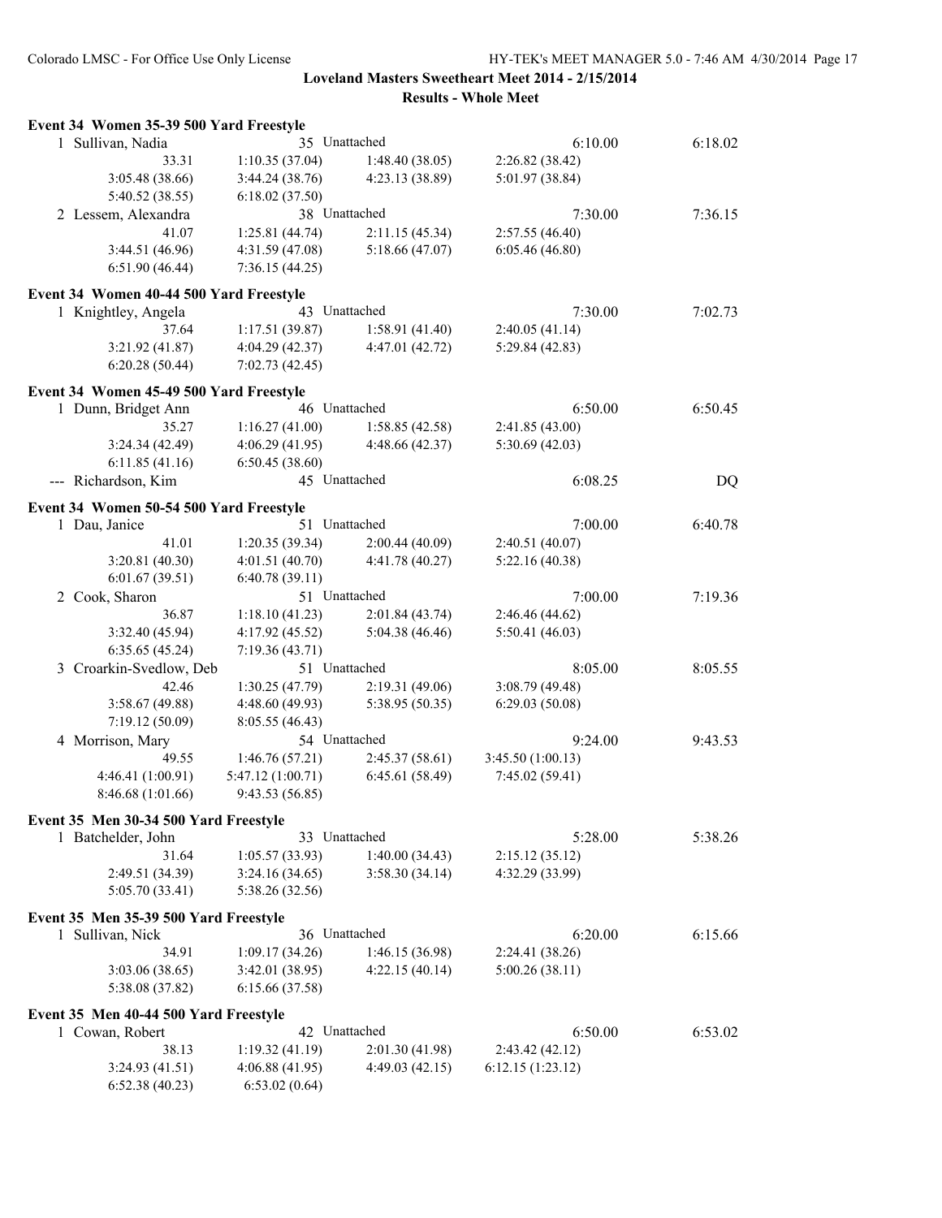**Loveland Masters Sweetheart Meet 2014 - 2/15/2014**

**Results - Whole Meet**

### Event 34 Women 35-39 500 Yard Freestyle

1 Sullivan, Nadia — 35 Unattached — 6:10.00 — 6:18.02

```
33.31            1:10.35 (37.04)    1:48.40 (38.05)    2:26.82 (38.42)
3:05.48 (38.66)  3:44.24 (38.76)    4:23.13 (38.89)    5:01.97 (38.84)
5:40.52 (38.55)  6:18.02 (37.50)
```

2 Lessem, Alexandra — 38 Unattached — 7:30.00 — 7:36.15

```
41.07            1:25.81 (44.74)    2:11.15 (45.34)    2:57.55 (46.40)
3:44.51 (46.96)  4:31.59 (47.08)    5:18.66 (47.07)    6:05.46 (46.80)
6:51.90 (46.44)  7:36.15 (44.25)
```

### Event 34 Women 40-44 500 Yard Freestyle

1 Knightley, Angela — 43 Unattached — 7:30.00 — 7:02.73

```
37.64            1:17.51 (39.87)    1:58.91 (41.40)    2:40.05 (41.14)
3:21.92 (41.87)  4:04.29 (42.37)    4:47.01 (42.72)    5:29.84 (42.83)
6:20.28 (50.44)  7:02.73 (42.45)
```

### Event 34 Women 45-49 500 Yard Freestyle

1 Dunn, Bridget Ann — 46 Unattached — 6:50.00 — 6:50.45

```
35.27            1:16.27 (41.00)    1:58.85 (42.58)    2:41.85 (43.00)
3:24.34 (42.49)  4:06.29 (41.95)    4:48.66 (42.37)    5:30.69 (42.03)
6:11.85 (41.16)  6:50.45 (38.60)
```

--- Richardson, Kim — 45 Unattached — 6:08.25 — DQ

### Event 34 Women 50-54 500 Yard Freestyle

1 Dau, Janice — 51 Unattached — 7:00.00 — 6:40.78

```
41.01            1:20.35 (39.34)    2:00.44 (40.09)    2:40.51 (40.07)
3:20.81 (40.30)  4:01.51 (40.70)    4:41.78 (40.27)    5:22.16 (40.38)
6:01.67 (39.51)  6:40.78 (39.11)
```

2 Cook, Sharon — 51 Unattached — 7:00.00 — 7:19.36

```
36.87            1:18.10 (41.23)    2:01.84 (43.74)    2:46.46 (44.62)
3:32.40 (45.94)  4:17.92 (45.52)    5:04.38 (46.46)    5:50.41 (46.03)
6:35.65 (45.24)  7:19.36 (43.71)
```

3 Croarkin-Svedlow, Deb — 51 Unattached — 8:05.00 — 8:05.55

```
42.46            1:30.25 (47.79)    2:19.31 (49.06)    3:08.79 (49.48)
3:58.67 (49.88)  4:48.60 (49.93)    5:38.95 (50.35)    6:29.03 (50.08)
7:19.12 (50.09)  8:05.55 (46.43)
```

4 Morrison, Mary — 54 Unattached — 9:24.00 — 9:43.53

```
49.55              1:46.76 (57.21)    2:45.37 (58.61)    3:45.50 (1:00.13)
4:46.41 (1:00.91)  5:47.12 (1:00.71)  6:45.61 (58.49)    7:45.02 (59.41)
8:46.68 (1:01.66)  9:43.53 (56.85)
```

### Event 35 Men 30-34 500 Yard Freestyle

1 Batchelder, John — 33 Unattached — 5:28.00 — 5:38.26

```
31.64            1:05.57 (33.93)    1:40.00 (34.43)    2:15.12 (35.12)
2:49.51 (34.39)  3:24.16 (34.65)    3:58.30 (34.14)    4:32.29 (33.99)
5:05.70 (33.41)  5:38.26 (32.56)
```

### Event 35 Men 35-39 500 Yard Freestyle

1 Sullivan, Nick — 36 Unattached — 6:20.00 — 6:15.66

```
34.91            1:09.17 (34.26)    1:46.15 (36.98)    2:24.41 (38.26)
3:03.06 (38.65)  3:42.01 (38.95)    4:22.15 (40.14)    5:00.26 (38.11)
5:38.08 (37.82)  6:15.66 (37.58)
```

### Event 35 Men 40-44 500 Yard Freestyle

1 Cowan, Robert — 42 Unattached — 6:50.00 — 6:53.02

```
38.13            1:19.32 (41.19)    2:01.30 (41.98)    2:43.42 (42.12)
3:24.93 (41.51)  4:06.88 (41.95)    4:49.03 (42.15)    6:12.15 (1:23.12)
6:52.38 (40.23)  6:53.02 (0.64)
```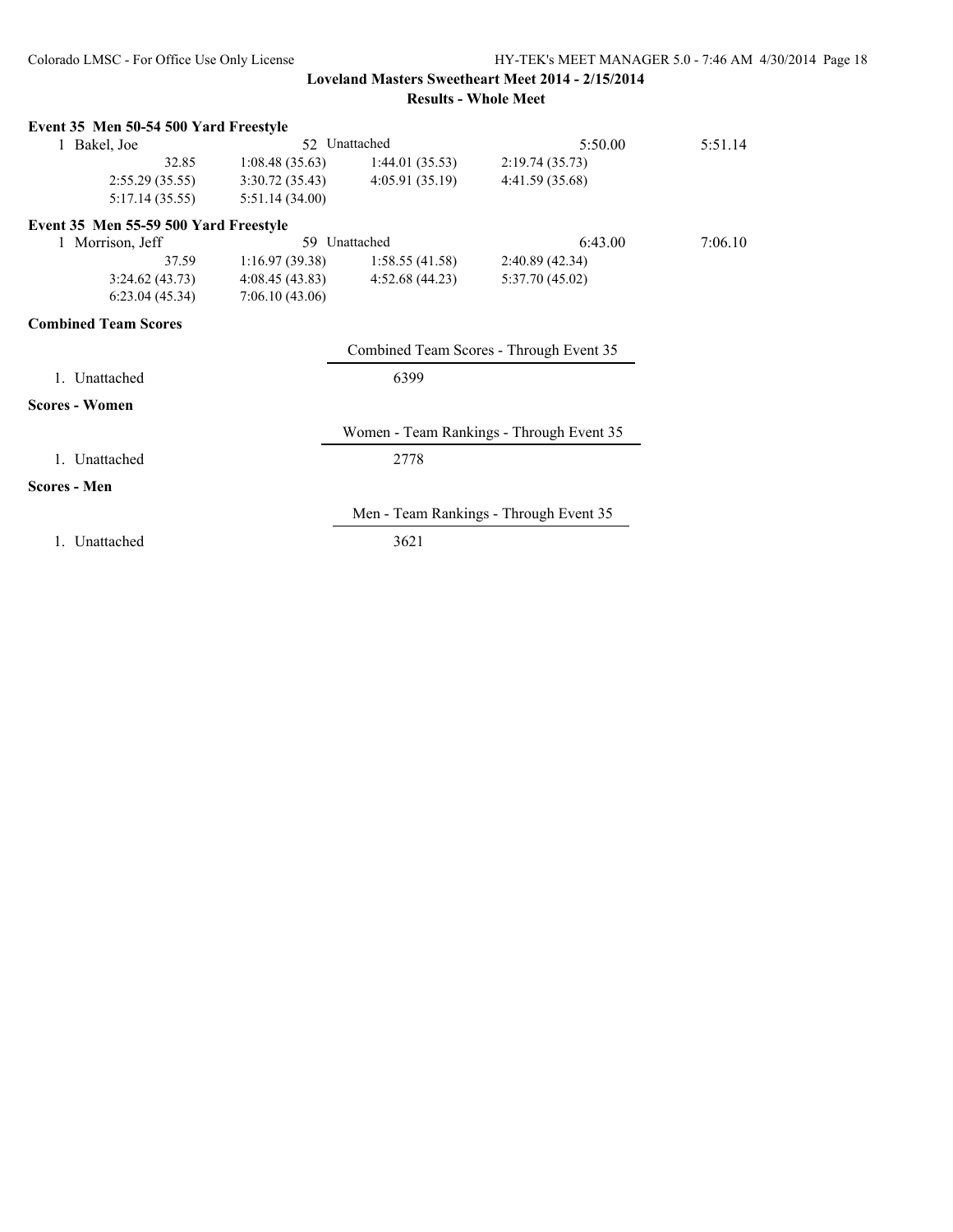**Loveland Masters Sweetheart Meet 2014 - 2/15/2014**

**Results - Whole Meet**

**Event 35 Men 50-54 500 Yard Freestyle**

| | | | | |
|---|---|---|---|---|
| 1 Bakel, Joe | 52 Unattached | | 5:50.00 | 5:51.14 |
| 32.85 | 1:08.48 (35.63) | 1:44.01 (35.53) | 2:19.74 (35.73) | |
| 2:55.29 (35.55) | 3:30.72 (35.43) | 4:05.91 (35.19) | 4:41.59 (35.68) | |
| 5:17.14 (35.55) | 5:51.14 (34.00) | | | |

**Event 35 Men 55-59 500 Yard Freestyle**

| | | | | |
|---|---|---|---|---|
| 1 Morrison, Jeff | 59 Unattached | | 6:43.00 | 7:06.10 |
| 37.59 | 1:16.97 (39.38) | 1:58.55 (41.58) | 2:40.89 (42.34) | |
| 3:24.62 (43.73) | 4:08.45 (43.83) | 4:52.68 (44.23) | 5:37.70 (45.02) | |
| 6:23.04 (45.34) | 7:06.10 (43.06) | | | |

**Combined Team Scores**

| | Combined Team Scores - Through Event 35 |
|---|---|
| 1. Unattached | 6399 |

**Scores - Women**

| | Women - Team Rankings - Through Event 35 |
|---|---|
| 1. Unattached | 2778 |

**Scores - Men**

| | Men - Team Rankings - Through Event 35 |
|---|---|
| 1. Unattached | 3621 |